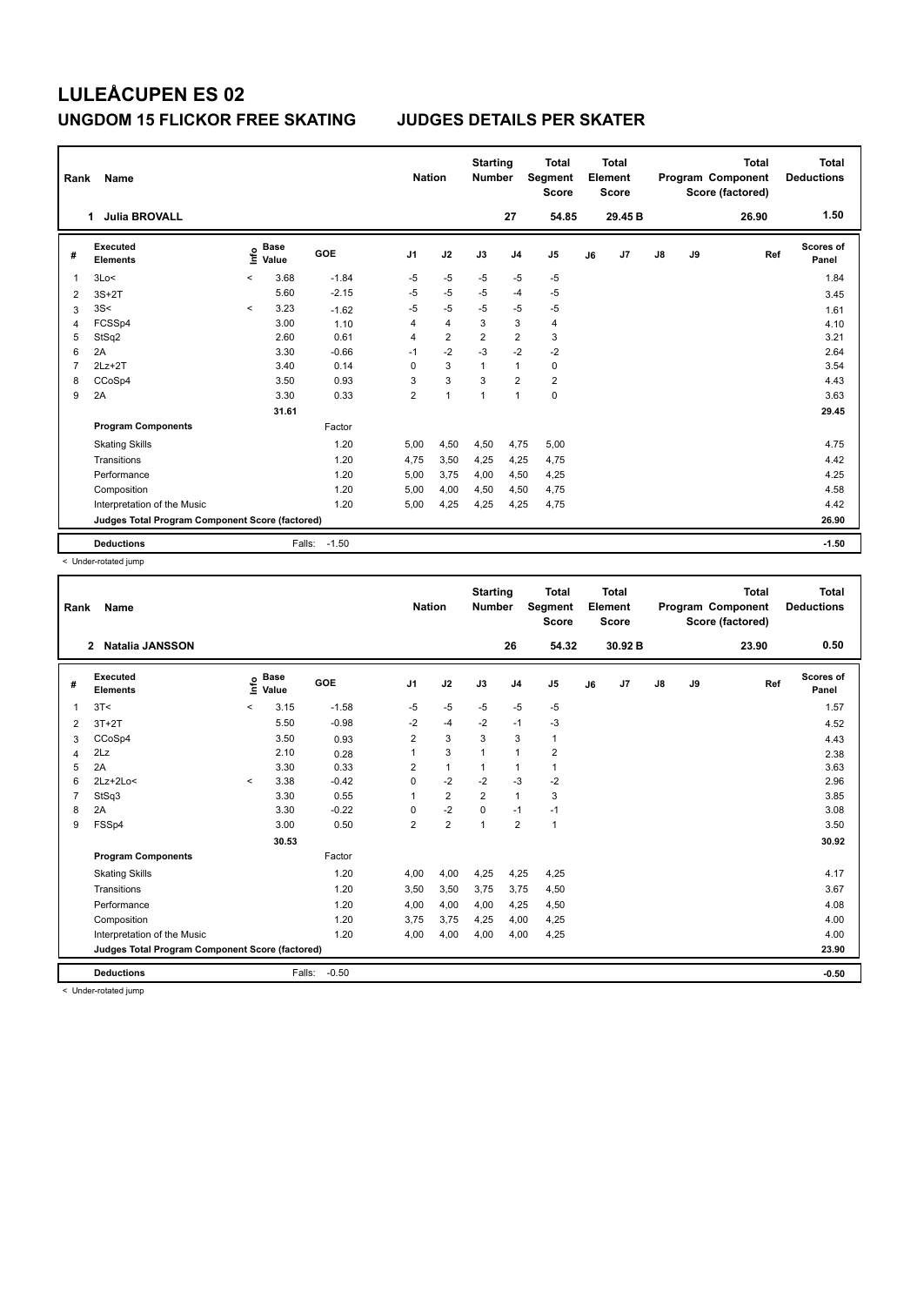# LULEÅCUPEN ES 02

## UNGDOM 15 FLICKOR FREE SKATING JUDGES DETAILS PER SKATER

| Rank | Name | Nation | Starting Number | Total Segment Score | Total Element Score | Total Program Component Score (factored) | Total Deductions |
|---|---|---|---|---|---|---|---|
| 1 | Julia BROVALL | | 27 | 54.85 | 29.45 B | 26.90 | 1.50 |

| # | Executed Elements | Info | Base Value | GOE | J1 | J2 | J3 | J4 | J5 | J6 | J7 | J8 | J9 | Ref | Scores of Panel |
|---|---|---|---|---|---|---|---|---|---|---|---|---|---|---|---|
| 1 | 3Lo< | < | 3.68 | -1.84 | -5 | -5 | -5 | -5 | -5 | | | | | | 1.84 |
| 2 | 3S+2T | | 5.60 | -2.15 | -5 | -5 | -5 | -4 | -5 | | | | | | 3.45 |
| 3 | 3S< | < | 3.23 | -1.62 | -5 | -5 | -5 | -5 | -5 | | | | | | 1.61 |
| 4 | FCSSp4 | | 3.00 | 1.10 | 4 | 4 | 3 | 3 | 4 | | | | | | 4.10 |
| 5 | StSq2 | | 2.60 | 0.61 | 4 | 2 | 2 | 2 | 3 | | | | | | 3.21 |
| 6 | 2A | | 3.30 | -0.66 | -1 | -2 | -3 | -2 | -2 | | | | | | 2.64 |
| 7 | 2Lz+2T | | 3.40 | 0.14 | 0 | 3 | 1 | 1 | 0 | | | | | | 3.54 |
| 8 | CCoSp4 | | 3.50 | 0.93 | 3 | 3 | 3 | 2 | 2 | | | | | | 4.43 |
| 9 | 2A | | 3.30 | 0.33 | 2 | 1 | 1 | 1 | 0 | | | | | | 3.63 |
| | | | 31.61 | | | | | | | | | | | | 29.45 |
| | **Program Components** | | | Factor | | | | | | | | | | | |
| | Skating Skills | | | 1.20 | 5,00 | 4,50 | 4,50 | 4,75 | 5,00 | | | | | | 4.75 |
| | Transitions | | | 1.20 | 4,75 | 3,50 | 4,25 | 4,25 | 4,75 | | | | | | 4.42 |
| | Performance | | | 1.20 | 5,00 | 3,75 | 4,00 | 4,50 | 4,25 | | | | | | 4.25 |
| | Composition | | | 1.20 | 5,00 | 4,00 | 4,50 | 4,50 | 4,75 | | | | | | 4.58 |
| | Interpretation of the Music | | | 1.20 | 5,00 | 4,25 | 4,25 | 4,25 | 4,75 | | | | | | 4.42 |
| | **Judges Total Program Component Score (factored)** | | | | | | | | | | | | | | 26.90 |
| | **Deductions** | | Falls: | -1.50 | | | | | | | | | | | -1.50 |

< Under-rotated jump

| Rank | Name | Nation | Starting Number | Total Segment Score | Total Element Score | Total Program Component Score (factored) | Total Deductions |
|---|---|---|---|---|---|---|---|
| 2 | Natalia JANSSON | | 26 | 54.32 | 30.92 B | 23.90 | 0.50 |

| # | Executed Elements | Info | Base Value | GOE | J1 | J2 | J3 | J4 | J5 | J6 | J7 | J8 | J9 | Ref | Scores of Panel |
|---|---|---|---|---|---|---|---|---|---|---|---|---|---|---|---|
| 1 | 3T< | < | 3.15 | -1.58 | -5 | -5 | -5 | -5 | -5 | | | | | | 1.57 |
| 2 | 3T+2T | | 5.50 | -0.98 | -2 | -4 | -2 | -1 | -3 | | | | | | 4.52 |
| 3 | CCoSp4 | | 3.50 | 0.93 | 2 | 3 | 3 | 3 | 1 | | | | | | 4.43 |
| 4 | 2Lz | | 2.10 | 0.28 | 1 | 3 | 1 | 1 | 2 | | | | | | 2.38 |
| 5 | 2A | | 3.30 | 0.33 | 2 | 1 | 1 | 1 | 1 | | | | | | 3.63 |
| 6 | 2Lz+2Lo< | < | 3.38 | -0.42 | 0 | -2 | -2 | -3 | -2 | | | | | | 2.96 |
| 7 | StSq3 | | 3.30 | 0.55 | 1 | 2 | 2 | 1 | 3 | | | | | | 3.85 |
| 8 | 2A | | 3.30 | -0.22 | 0 | -2 | 0 | -1 | -1 | | | | | | 3.08 |
| 9 | FSSp4 | | 3.00 | 0.50 | 2 | 2 | 1 | 2 | 1 | | | | | | 3.50 |
| | | | 30.53 | | | | | | | | | | | | 30.92 |
| | **Program Components** | | | Factor | | | | | | | | | | | |
| | Skating Skills | | | 1.20 | 4,00 | 4,00 | 4,25 | 4,25 | 4,25 | | | | | | 4.17 |
| | Transitions | | | 1.20 | 3,50 | 3,50 | 3,75 | 3,75 | 4,50 | | | | | | 3.67 |
| | Performance | | | 1.20 | 4,00 | 4,00 | 4,00 | 4,25 | 4,50 | | | | | | 4.08 |
| | Composition | | | 1.20 | 3,75 | 3,75 | 4,25 | 4,00 | 4,25 | | | | | | 4.00 |
| | Interpretation of the Music | | | 1.20 | 4,00 | 4,00 | 4,00 | 4,00 | 4,25 | | | | | | 4.00 |
| | **Judges Total Program Component Score (factored)** | | | | | | | | | | | | | | 23.90 |
| | **Deductions** | | Falls: | -0.50 | | | | | | | | | | | -0.50 |

< Under-rotated jump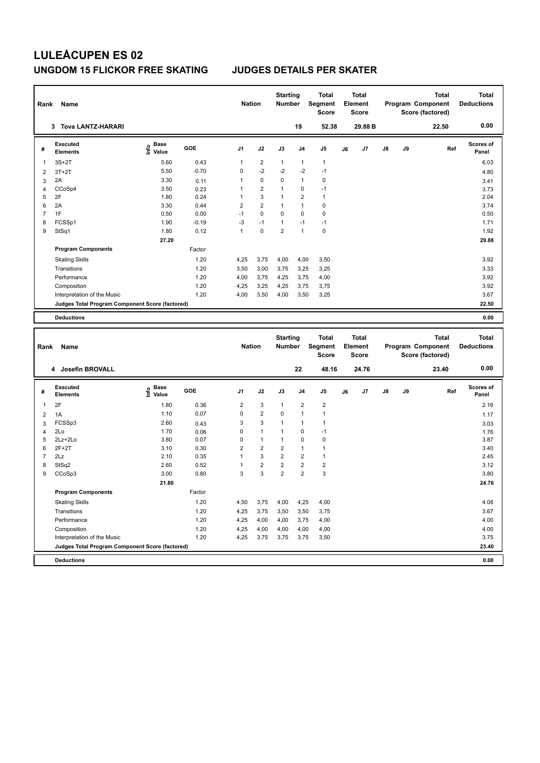# LULEÅCUPEN ES 02

## UNGDOM 15 FLICKOR FREE SKATING JUDGES DETAILS PER SKATER

| Rank | Name | Nation | Starting Number | Total Segment Score | Total Element Score | Total Program Component Score (factored) | Total Deductions |
|---|---|---|---|---|---|---|---|
| 3 | Tova LANTZ-HARARI | | 19 | 52.38 | 29.88 B | 22.50 | 0.00 |

| # | Executed Elements | Info | Base Value | GOE | J1 | J2 | J3 | J4 | J5 | J6 | J7 | J8 | J9 | Ref | Scores of Panel |
|---|---|---|---|---|---|---|---|---|---|---|---|---|---|---|---|
| 1 | 3S+2T | | 5.60 | 0.43 | 1 | 2 | 1 | 1 | 1 | | | | | | 6.03 |
| 2 | 3T+2T | | 5.50 | -0.70 | 0 | -2 | -2 | -2 | -1 | | | | | | 4.80 |
| 3 | 2A | | 3.30 | 0.11 | 1 | 0 | 0 | 1 | 0 | | | | | | 3.41 |
| 4 | CCoSp4 | | 3.50 | 0.23 | 1 | 2 | 1 | 0 | -1 | | | | | | 3.73 |
| 5 | 2F | | 1.80 | 0.24 | 1 | 3 | 1 | 2 | 1 | | | | | | 2.04 |
| 6 | 2A | | 3.30 | 0.44 | 2 | 2 | 1 | 1 | 0 | | | | | | 3.74 |
| 7 | 1F | | 0.50 | 0.00 | -1 | 0 | 0 | 0 | 0 | | | | | | 0.50 |
| 8 | FCSSp1 | | 1.90 | -0.19 | -3 | -1 | 1 | -1 | -1 | | | | | | 1.71 |
| 9 | StSq1 | | 1.80 | 0.12 | 1 | 0 | 2 | 1 | 0 | | | | | | 1.92 |
| | | | 27.20 | | | | | | | | | | | | 29.88 |
| | **Program Components** | | | Factor | | | | | | | | | | | |
| | Skating Skills | | | 1.20 | 4,25 | 3,75 | 4,00 | 4,00 | 3,50 | | | | | | 3.92 |
| | Transitions | | | 1.20 | 3,50 | 3,00 | 3,75 | 3,25 | 3,25 | | | | | | 3.33 |
| | Performance | | | 1.20 | 4,00 | 3,75 | 4,25 | 3,75 | 4,00 | | | | | | 3.92 |
| | Composition | | | 1.20 | 4,25 | 3,25 | 4,25 | 3,75 | 3,75 | | | | | | 3.92 |
| | Interpretation of the Music | | | 1.20 | 4,00 | 3,50 | 4,00 | 3,50 | 3,25 | | | | | | 3.67 |
| | **Judges Total Program Component Score (factored)** | | | | | | | | | | | | | | 22.50 |
| | **Deductions** | | | | | | | | | | | | | | 0.00 |

| Rank | Name | Nation | Starting Number | Total Segment Score | Total Element Score | Total Program Component Score (factored) | Total Deductions |
|---|---|---|---|---|---|---|---|
| 4 | Josefin BROVALL | | 22 | 48.16 | 24.76 | 23.40 | 0.00 |

| # | Executed Elements | Info | Base Value | GOE | J1 | J2 | J3 | J4 | J5 | J6 | J7 | J8 | J9 | Ref | Scores of Panel |
|---|---|---|---|---|---|---|---|---|---|---|---|---|---|---|---|
| 1 | 2F | | 1.80 | 0.36 | 2 | 3 | 1 | 2 | 2 | | | | | | 2.16 |
| 2 | 1A | | 1.10 | 0.07 | 0 | 2 | 0 | 1 | 1 | | | | | | 1.17 |
| 3 | FCSSp3 | | 2.60 | 0.43 | 3 | 3 | 1 | 1 | 1 | | | | | | 3.03 |
| 4 | 2Lo | | 1.70 | 0.06 | 0 | 1 | 1 | 0 | -1 | | | | | | 1.76 |
| 5 | 2Lz+2Lo | | 3.80 | 0.07 | 0 | 1 | 1 | 0 | 0 | | | | | | 3.87 |
| 6 | 2F+2T | | 3.10 | 0.30 | 2 | 2 | 2 | 1 | 1 | | | | | | 3.40 |
| 7 | 2Lz | | 2.10 | 0.35 | 1 | 3 | 2 | 2 | 1 | | | | | | 2.45 |
| 8 | StSq2 | | 2.60 | 0.52 | 1 | 2 | 2 | 2 | 2 | | | | | | 3.12 |
| 9 | CCoSp3 | | 3.00 | 0.80 | 3 | 3 | 2 | 2 | 3 | | | | | | 3.80 |
| | | | 21.80 | | | | | | | | | | | | 24.76 |
| | **Program Components** | | | Factor | | | | | | | | | | | |
| | Skating Skills | | | 1.20 | 4,50 | 3,75 | 4,00 | 4,25 | 4,00 | | | | | | 4.08 |
| | Transitions | | | 1.20 | 4,25 | 3,75 | 3,50 | 3,50 | 3,75 | | | | | | 3.67 |
| | Performance | | | 1.20 | 4,25 | 4,00 | 4,00 | 3,75 | 4,00 | | | | | | 4.00 |
| | Composition | | | 1.20 | 4,25 | 4,00 | 4,00 | 4,00 | 4,00 | | | | | | 4.00 |
| | Interpretation of the Music | | | 1.20 | 4,25 | 3,75 | 3,75 | 3,75 | 3,50 | | | | | | 3.75 |
| | **Judges Total Program Component Score (factored)** | | | | | | | | | | | | | | 23.40 |
| | **Deductions** | | | | | | | | | | | | | | 0.00 |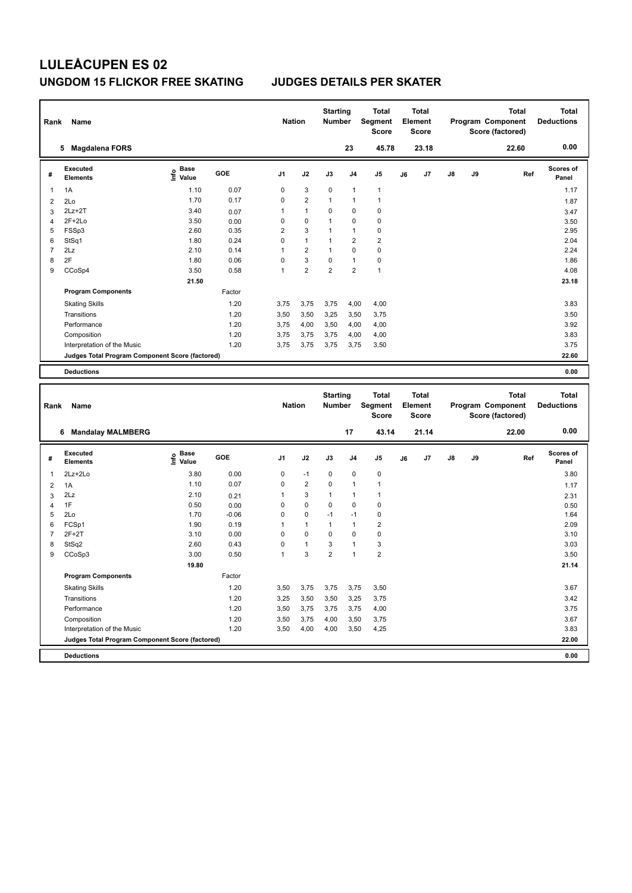# LULEÅCUPEN ES 02

## UNGDOM 15 FLICKOR FREE SKATING JUDGES DETAILS PER SKATER

| Rank | Name | Nation | Starting Number | Total Segment Score | Total Element Score | Total Program Component Score (factored) | Total Deductions |
|---|---|---|---|---|---|---|---|
| 5 | Magdalena FORS | | 23 | 45.78 | 23.18 | 22.60 | 0.00 |

| # | Executed Elements | Info | Base Value | GOE | J1 | J2 | J3 | J4 | J5 | J6 | J7 | J8 | J9 | Ref | Scores of Panel |
|---|---|---|---|---|---|---|---|---|---|---|---|---|---|---|---|
| 1 | 1A | | 1.10 | 0.07 | 0 | 3 | 0 | 1 | 1 | | | | | | 1.17 |
| 2 | 2Lo | | 1.70 | 0.17 | 0 | 2 | 1 | 1 | 1 | | | | | | 1.87 |
| 3 | 2Lz+2T | | 3.40 | 0.07 | 1 | 1 | 0 | 0 | 0 | | | | | | 3.47 |
| 4 | 2F+2Lo | | 3.50 | 0.00 | 0 | 0 | 1 | 0 | 0 | | | | | | 3.50 |
| 5 | FSSp3 | | 2.60 | 0.35 | 2 | 3 | 1 | 1 | 0 | | | | | | 2.95 |
| 6 | StSq1 | | 1.80 | 0.24 | 0 | 1 | 1 | 2 | 2 | | | | | | 2.04 |
| 7 | 2Lz | | 2.10 | 0.14 | 1 | 2 | 1 | 0 | 0 | | | | | | 2.24 |
| 8 | 2F | | 1.80 | 0.06 | 0 | 3 | 0 | 1 | 0 | | | | | | 1.86 |
| 9 | CCoSp4 | | 3.50 | 0.58 | 1 | 2 | 2 | 2 | 1 | | | | | | 4.08 |
| | | | 21.50 | | | | | | | | | | | | 23.18 |
| | **Program Components** | | | Factor | | | | | | | | | | | |
| | Skating Skills | | | 1.20 | 3,75 | 3,75 | 3,75 | 4,00 | 4,00 | | | | | | 3.83 |
| | Transitions | | | 1.20 | 3,50 | 3,50 | 3,25 | 3,50 | 3,75 | | | | | | 3.50 |
| | Performance | | | 1.20 | 3,75 | 4,00 | 3,50 | 4,00 | 4,00 | | | | | | 3.92 |
| | Composition | | | 1.20 | 3,75 | 3,75 | 3,75 | 4,00 | 4,00 | | | | | | 3.83 |
| | Interpretation of the Music | | | 1.20 | 3,75 | 3,75 | 3,75 | 3,75 | 3,50 | | | | | | 3.75 |
| | **Judges Total Program Component Score (factored)** | | | | | | | | | | | | | | 22.60 |
| | **Deductions** | | | | | | | | | | | | | | 0.00 |

| Rank | Name | Nation | Starting Number | Total Segment Score | Total Element Score | Total Program Component Score (factored) | Total Deductions |
|---|---|---|---|---|---|---|---|
| 6 | Mandalay MALMBERG | | 17 | 43.14 | 21.14 | 22.00 | 0.00 |

| # | Executed Elements | Info | Base Value | GOE | J1 | J2 | J3 | J4 | J5 | J6 | J7 | J8 | J9 | Ref | Scores of Panel |
|---|---|---|---|---|---|---|---|---|---|---|---|---|---|---|---|
| 1 | 2Lz+2Lo | | 3.80 | 0.00 | 0 | -1 | 0 | 0 | 0 | | | | | | 3.80 |
| 2 | 1A | | 1.10 | 0.07 | 0 | 2 | 0 | 1 | 1 | | | | | | 1.17 |
| 3 | 2Lz | | 2.10 | 0.21 | 1 | 3 | 1 | 1 | 1 | | | | | | 2.31 |
| 4 | 1F | | 0.50 | 0.00 | 0 | 0 | 0 | 0 | 0 | | | | | | 0.50 |
| 5 | 2Lo | | 1.70 | -0.06 | 0 | 0 | -1 | -1 | 0 | | | | | | 1.64 |
| 6 | FCSp1 | | 1.90 | 0.19 | 1 | 1 | 1 | 1 | 2 | | | | | | 2.09 |
| 7 | 2F+2T | | 3.10 | 0.00 | 0 | 0 | 0 | 0 | 0 | | | | | | 3.10 |
| 8 | StSq2 | | 2.60 | 0.43 | 0 | 1 | 3 | 1 | 3 | | | | | | 3.03 |
| 9 | CCoSp3 | | 3.00 | 0.50 | 1 | 3 | 2 | 1 | 2 | | | | | | 3.50 |
| | | | 19.80 | | | | | | | | | | | | 21.14 |
| | **Program Components** | | | Factor | | | | | | | | | | | |
| | Skating Skills | | | 1.20 | 3,50 | 3,75 | 3,75 | 3,75 | 3,50 | | | | | | 3.67 |
| | Transitions | | | 1.20 | 3,25 | 3,50 | 3,50 | 3,25 | 3,75 | | | | | | 3.42 |
| | Performance | | | 1.20 | 3,50 | 3,75 | 3,75 | 3,75 | 4,00 | | | | | | 3.75 |
| | Composition | | | 1.20 | 3,50 | 3,75 | 4,00 | 3,50 | 3,75 | | | | | | 3.67 |
| | Interpretation of the Music | | | 1.20 | 3,50 | 4,00 | 4,00 | 3,50 | 4,25 | | | | | | 3.83 |
| | **Judges Total Program Component Score (factored)** | | | | | | | | | | | | | | 22.00 |
| | **Deductions** | | | | | | | | | | | | | | 0.00 |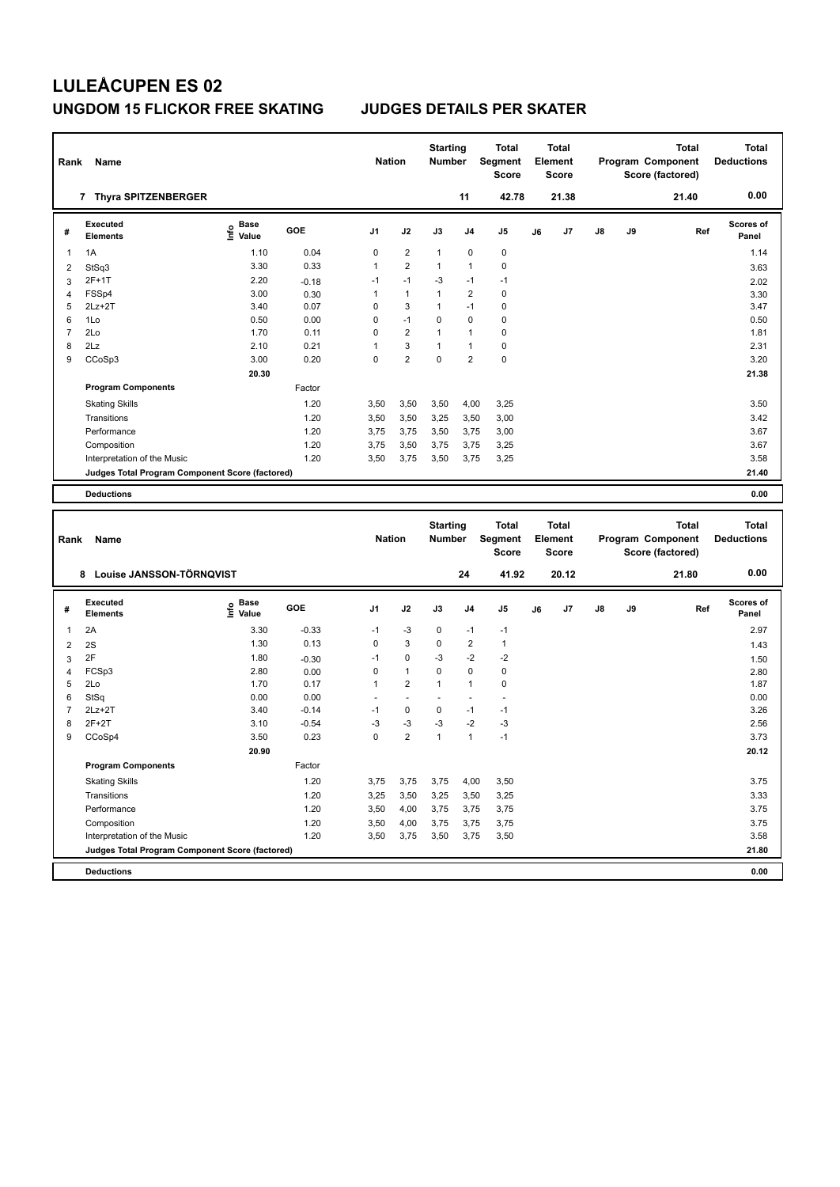# LULEÅCUPEN ES 02

## UNGDOM 15 FLICKOR FREE SKATING JUDGES DETAILS PER SKATER

| Rank | Name | Nation | Starting Number | Total Segment Score | Total Element Score | Total Program Component Score (factored) | Total Deductions |
|---|---|---|---|---|---|---|---|
| 7 | Thyra SPITZENBERGER | | 11 | 42.78 | 21.38 | 21.40 | 0.00 |

| # | Executed Elements | Info | Base Value | GOE | J1 | J2 | J3 | J4 | J5 | J6 | J7 | J8 | J9 | Ref | Scores of Panel |
|---|---|---|---|---|---|---|---|---|---|---|---|---|---|---|---|
| 1 | 1A | | 1.10 | 0.04 | 0 | 2 | 1 | 0 | 0 | | | | | | 1.14 |
| 2 | StSq3 | | 3.30 | 0.33 | 1 | 2 | 1 | 1 | 0 | | | | | | 3.63 |
| 3 | 2F+1T | | 2.20 | -0.18 | -1 | -1 | -3 | -1 | -1 | | | | | | 2.02 |
| 4 | FSSp4 | | 3.00 | 0.30 | 1 | 1 | 1 | 2 | 0 | | | | | | 3.30 |
| 5 | 2Lz+2T | | 3.40 | 0.07 | 0 | 3 | 1 | -1 | 0 | | | | | | 3.47 |
| 6 | 1Lo | | 0.50 | 0.00 | 0 | -1 | 0 | 0 | 0 | | | | | | 0.50 |
| 7 | 2Lo | | 1.70 | 0.11 | 0 | 2 | 1 | 1 | 0 | | | | | | 1.81 |
| 8 | 2Lz | | 2.10 | 0.21 | 1 | 3 | 1 | 1 | 0 | | | | | | 2.31 |
| 9 | CCoSp3 | | 3.00 | 0.20 | 0 | 2 | 0 | 2 | 0 | | | | | | 3.20 |
| | | | 20.30 | | | | | | | | | | | | 21.38 |
| | **Program Components** | | | Factor | | | | | | | | | | | |
| | Skating Skills | | | 1.20 | 3,50 | 3,50 | 3,50 | 4,00 | 3,25 | | | | | | 3.50 |
| | Transitions | | | 1.20 | 3,50 | 3,50 | 3,25 | 3,50 | 3,00 | | | | | | 3.42 |
| | Performance | | | 1.20 | 3,75 | 3,75 | 3,50 | 3,75 | 3,00 | | | | | | 3.67 |
| | Composition | | | 1.20 | 3,75 | 3,50 | 3,75 | 3,75 | 3,25 | | | | | | 3.67 |
| | Interpretation of the Music | | | 1.20 | 3,50 | 3,75 | 3,50 | 3,75 | 3,25 | | | | | | 3.58 |
| | **Judges Total Program Component Score (factored)** | | | | | | | | | | | | | | 21.40 |
| | **Deductions** | | | | | | | | | | | | | | 0.00 |

| Rank | Name | Nation | Starting Number | Total Segment Score | Total Element Score | Total Program Component Score (factored) | Total Deductions |
|---|---|---|---|---|---|---|---|
| 8 | Louise JANSSON-TÖRNQVIST | | 24 | 41.92 | 20.12 | 21.80 | 0.00 |

| # | Executed Elements | Info | Base Value | GOE | J1 | J2 | J3 | J4 | J5 | J6 | J7 | J8 | J9 | Ref | Scores of Panel |
|---|---|---|---|---|---|---|---|---|---|---|---|---|---|---|---|
| 1 | 2A | | 3.30 | -0.33 | -1 | -3 | 0 | -1 | -1 | | | | | | 2.97 |
| 2 | 2S | | 1.30 | 0.13 | 0 | 3 | 0 | 2 | 1 | | | | | | 1.43 |
| 3 | 2F | | 1.80 | -0.30 | -1 | 0 | -3 | -2 | -2 | | | | | | 1.50 |
| 4 | FCSp3 | | 2.80 | 0.00 | 0 | 1 | 0 | 0 | 0 | | | | | | 2.80 |
| 5 | 2Lo | | 1.70 | 0.17 | 1 | 2 | 1 | 1 | 0 | | | | | | 1.87 |
| 6 | StSq | | 0.00 | 0.00 | - | - | - | - | - | | | | | | 0.00 |
| 7 | 2Lz+2T | | 3.40 | -0.14 | -1 | 0 | 0 | -1 | -1 | | | | | | 3.26 |
| 8 | 2F+2T | | 3.10 | -0.54 | -3 | -3 | -3 | -2 | -3 | | | | | | 2.56 |
| 9 | CCoSp4 | | 3.50 | 0.23 | 0 | 2 | 1 | 1 | -1 | | | | | | 3.73 |
| | | | 20.90 | | | | | | | | | | | | 20.12 |
| | **Program Components** | | | Factor | | | | | | | | | | | |
| | Skating Skills | | | 1.20 | 3,75 | 3,75 | 3,75 | 4,00 | 3,50 | | | | | | 3.75 |
| | Transitions | | | 1.20 | 3,25 | 3,50 | 3,25 | 3,50 | 3,25 | | | | | | 3.33 |
| | Performance | | | 1.20 | 3,50 | 4,00 | 3,75 | 3,75 | 3,75 | | | | | | 3.75 |
| | Composition | | | 1.20 | 3,50 | 4,00 | 3,75 | 3,75 | 3,75 | | | | | | 3.75 |
| | Interpretation of the Music | | | 1.20 | 3,50 | 3,75 | 3,50 | 3,75 | 3,50 | | | | | | 3.58 |
| | **Judges Total Program Component Score (factored)** | | | | | | | | | | | | | | 21.80 |
| | **Deductions** | | | | | | | | | | | | | | 0.00 |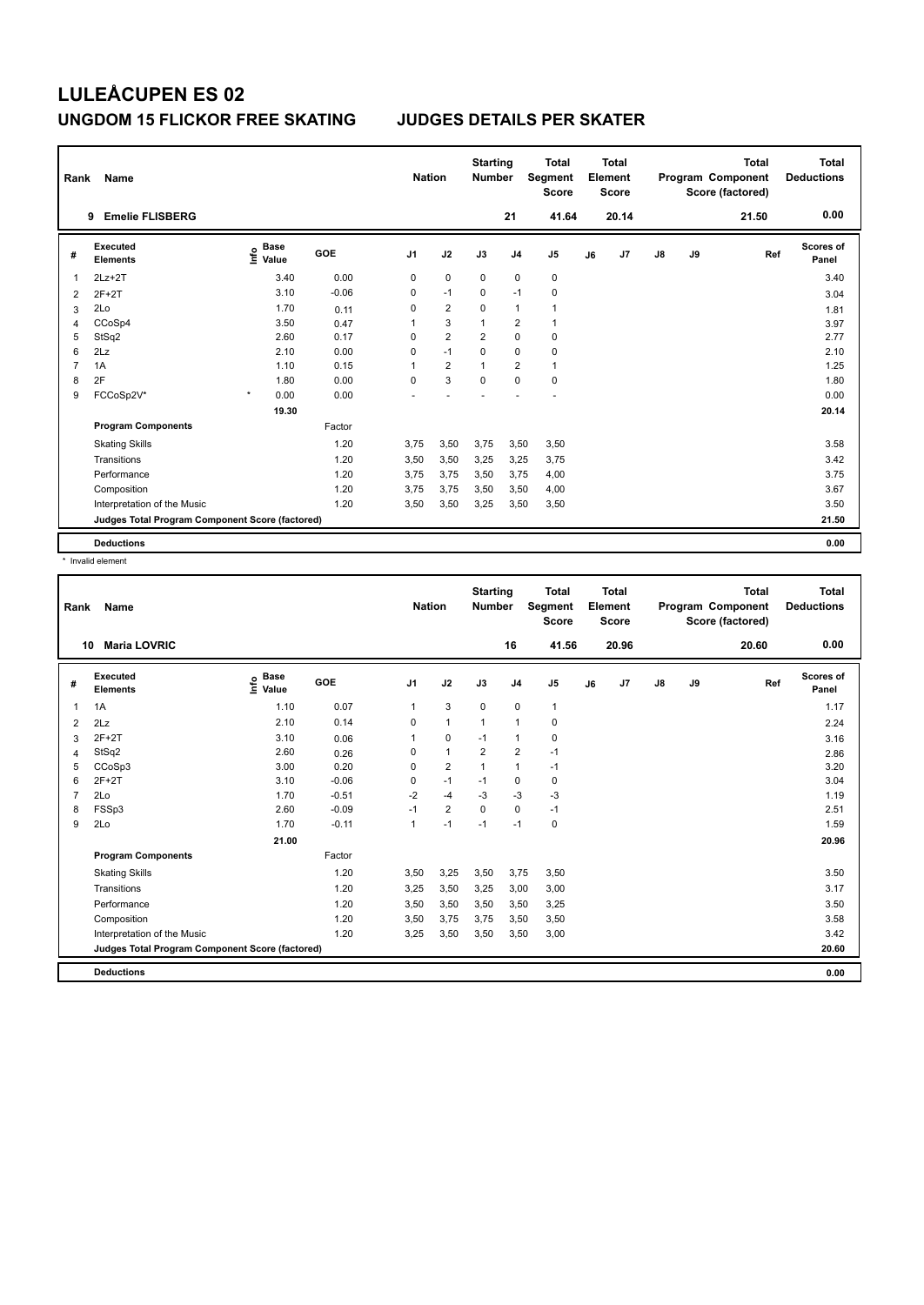# LULEÅCUPEN ES 02

## UNGDOM 15 FLICKOR FREE SKATING — JUDGES DETAILS PER SKATER

| Rank | Name | Nation | Starting Number | Total Segment Score | Total Element Score | Total Program Component Score (factored) | Total Deductions |
|---|---|---|---|---|---|---|---|
| 9 | Emelie FLISBERG | | 21 | 41.64 | 20.14 | 21.50 | 0.00 |

| # | Executed Elements | Info | Base Value | GOE | J1 | J2 | J3 | J4 | J5 | J6 | J7 | J8 | J9 | Ref | Scores of Panel |
|---|---|---|---|---|---|---|---|---|---|---|---|---|---|---|---|
| 1 | 2Lz+2T | | 3.40 | 0.00 | 0 | 0 | 0 | 0 | 0 | | | | | | 3.40 |
| 2 | 2F+2T | | 3.10 | -0.06 | 0 | -1 | 0 | -1 | 0 | | | | | | 3.04 |
| 3 | 2Lo | | 1.70 | 0.11 | 0 | 2 | 0 | 1 | 1 | | | | | | 1.81 |
| 4 | CCoSp4 | | 3.50 | 0.47 | 1 | 3 | 1 | 2 | 1 | | | | | | 3.97 |
| 5 | StSq2 | | 2.60 | 0.17 | 0 | 2 | 2 | 0 | 0 | | | | | | 2.77 |
| 6 | 2Lz | | 2.10 | 0.00 | 0 | -1 | 0 | 0 | 0 | | | | | | 2.10 |
| 7 | 1A | | 1.10 | 0.15 | 1 | 2 | 1 | 2 | 1 | | | | | | 1.25 |
| 8 | 2F | | 1.80 | 0.00 | 0 | 3 | 0 | 0 | 0 | | | | | | 1.80 |
| 9 | FCCoSp2V* | * | 0.00 | 0.00 | - | - | - | - | - | | | | | | 0.00 |
| | | | 19.30 | | | | | | | | | | | | 20.14 |
| | **Program Components** | | | Factor | | | | | | | | | | | |
| | Skating Skills | | | 1.20 | 3,75 | 3,50 | 3,75 | 3,50 | 3,50 | | | | | | 3.58 |
| | Transitions | | | 1.20 | 3,50 | 3,50 | 3,25 | 3,25 | 3,75 | | | | | | 3.42 |
| | Performance | | | 1.20 | 3,75 | 3,75 | 3,50 | 3,75 | 4,00 | | | | | | 3.75 |
| | Composition | | | 1.20 | 3,75 | 3,75 | 3,50 | 3,50 | 4,00 | | | | | | 3.67 |
| | Interpretation of the Music | | | 1.20 | 3,50 | 3,50 | 3,25 | 3,50 | 3,50 | | | | | | 3.50 |
| | **Judges Total Program Component Score (factored)** | | | | | | | | | | | | | | 21.50 |
| | **Deductions** | | | | | | | | | | | | | | 0.00 |

\* Invalid element

| Rank | Name | Nation | Starting Number | Total Segment Score | Total Element Score | Total Program Component Score (factored) | Total Deductions |
|---|---|---|---|---|---|---|---|
| 10 | Maria LOVRIC | | 16 | 41.56 | 20.96 | 20.60 | 0.00 |

| # | Executed Elements | Info | Base Value | GOE | J1 | J2 | J3 | J4 | J5 | J6 | J7 | J8 | J9 | Ref | Scores of Panel |
|---|---|---|---|---|---|---|---|---|---|---|---|---|---|---|---|
| 1 | 1A | | 1.10 | 0.07 | 1 | 3 | 0 | 0 | 1 | | | | | | 1.17 |
| 2 | 2Lz | | 2.10 | 0.14 | 0 | 1 | 1 | 1 | 0 | | | | | | 2.24 |
| 3 | 2F+2T | | 3.10 | 0.06 | 1 | 0 | -1 | 1 | 0 | | | | | | 3.16 |
| 4 | StSq2 | | 2.60 | 0.26 | 0 | 1 | 2 | 2 | -1 | | | | | | 2.86 |
| 5 | CCoSp3 | | 3.00 | 0.20 | 0 | 2 | 1 | 1 | -1 | | | | | | 3.20 |
| 6 | 2F+2T | | 3.10 | -0.06 | 0 | -1 | -1 | 0 | 0 | | | | | | 3.04 |
| 7 | 2Lo | | 1.70 | -0.51 | -2 | -4 | -3 | -3 | -3 | | | | | | 1.19 |
| 8 | FSSp3 | | 2.60 | -0.09 | -1 | 2 | 0 | 0 | -1 | | | | | | 2.51 |
| 9 | 2Lo | | 1.70 | -0.11 | 1 | -1 | -1 | -1 | 0 | | | | | | 1.59 |
| | | | 21.00 | | | | | | | | | | | | 20.96 |
| | **Program Components** | | | Factor | | | | | | | | | | | |
| | Skating Skills | | | 1.20 | 3,50 | 3,25 | 3,50 | 3,75 | 3,50 | | | | | | 3.50 |
| | Transitions | | | 1.20 | 3,25 | 3,50 | 3,25 | 3,00 | 3,00 | | | | | | 3.17 |
| | Performance | | | 1.20 | 3,50 | 3,50 | 3,50 | 3,50 | 3,25 | | | | | | 3.50 |
| | Composition | | | 1.20 | 3,50 | 3,75 | 3,75 | 3,50 | 3,50 | | | | | | 3.58 |
| | Interpretation of the Music | | | 1.20 | 3,25 | 3,50 | 3,50 | 3,50 | 3,00 | | | | | | 3.42 |
| | **Judges Total Program Component Score (factored)** | | | | | | | | | | | | | | 20.60 |
| | **Deductions** | | | | | | | | | | | | | | 0.00 |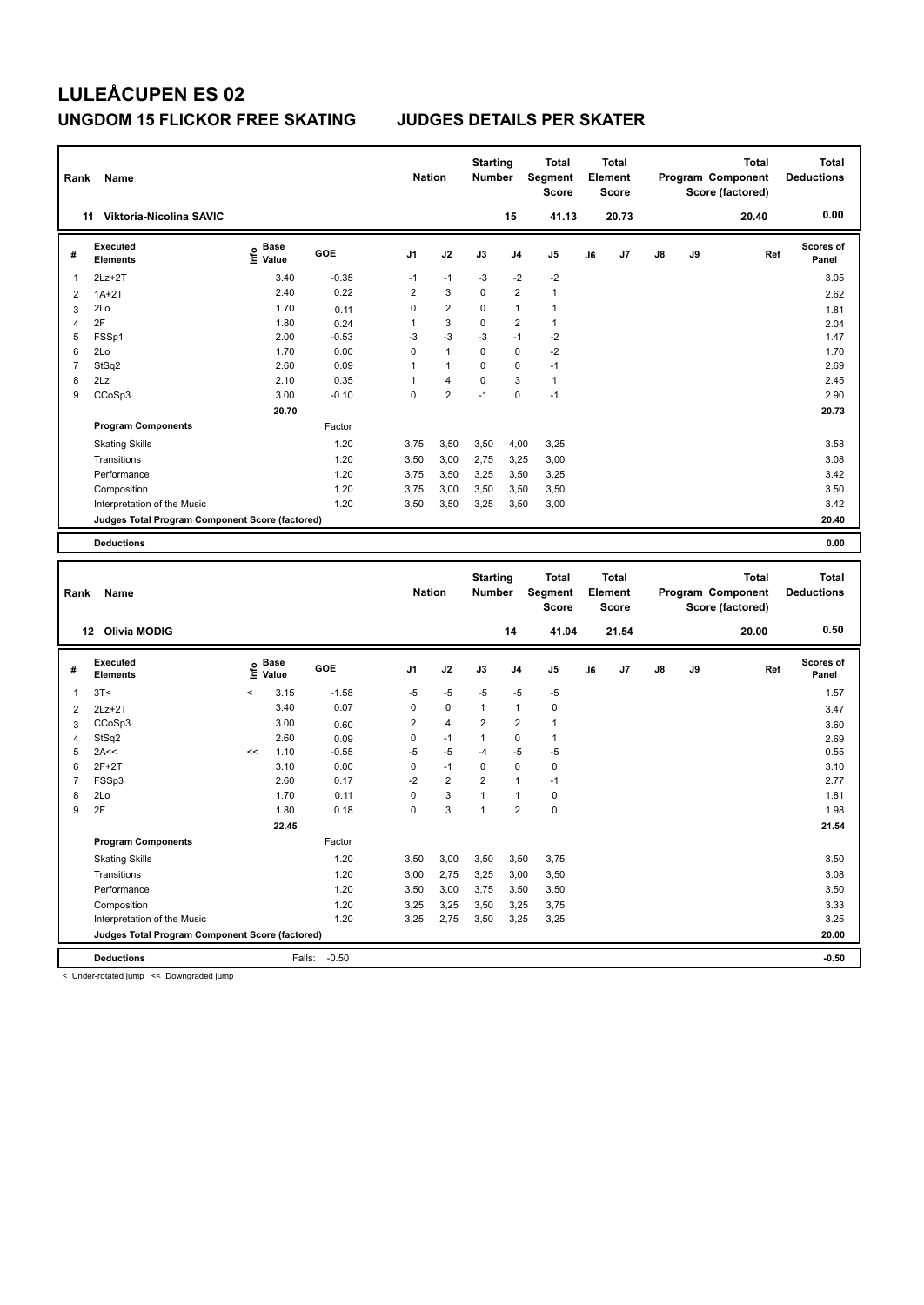# LULEÅCUPEN ES 02

## UNGDOM 15 FLICKOR FREE SKATING JUDGES DETAILS PER SKATER

| Rank | Name | Nation | Starting Number | Total Segment Score | Total Element Score | Total Program Component Score (factored) | Total Deductions |
|---|---|---|---|---|---|---|---|
| 11 | Viktoria-Nicolina SAVIC | | 15 | 41.13 | 20.73 | 20.40 | 0.00 |

| # | Executed Elements | Info | Base Value | GOE | J1 | J2 | J3 | J4 | J5 | J6 | J7 | J8 | J9 | Ref | Scores of Panel |
|---|---|---|---|---|---|---|---|---|---|---|---|---|---|---|---|
| 1 | 2Lz+2T | | 3.40 | -0.35 | -1 | -1 | -3 | -2 | -2 | | | | | | 3.05 |
| 2 | 1A+2T | | 2.40 | 0.22 | 2 | 3 | 0 | 2 | 1 | | | | | | 2.62 |
| 3 | 2Lo | | 1.70 | 0.11 | 0 | 2 | 0 | 1 | 1 | | | | | | 1.81 |
| 4 | 2F | | 1.80 | 0.24 | 1 | 3 | 0 | 2 | 1 | | | | | | 2.04 |
| 5 | FSSp1 | | 2.00 | -0.53 | -3 | -3 | -3 | -1 | -2 | | | | | | 1.47 |
| 6 | 2Lo | | 1.70 | 0.00 | 0 | 1 | 0 | 0 | -2 | | | | | | 1.70 |
| 7 | StSq2 | | 2.60 | 0.09 | 1 | 1 | 0 | 0 | -1 | | | | | | 2.69 |
| 8 | 2Lz | | 2.10 | 0.35 | 1 | 4 | 0 | 3 | 1 | | | | | | 2.45 |
| 9 | CCoSp3 | | 3.00 | -0.10 | 0 | 2 | -1 | 0 | -1 | | | | | | 2.90 |
| | | | 20.70 | | | | | | | | | | | | 20.73 |
| | **Program Components** | | | Factor | | | | | | | | | | | |
| | Skating Skills | | | 1.20 | 3,75 | 3,50 | 3,50 | 4,00 | 3,25 | | | | | | 3.58 |
| | Transitions | | | 1.20 | 3,50 | 3,00 | 2,75 | 3,25 | 3,00 | | | | | | 3.08 |
| | Performance | | | 1.20 | 3,75 | 3,50 | 3,25 | 3,50 | 3,25 | | | | | | 3.42 |
| | Composition | | | 1.20 | 3,75 | 3,00 | 3,50 | 3,50 | 3,50 | | | | | | 3.50 |
| | Interpretation of the Music | | | 1.20 | 3,50 | 3,50 | 3,25 | 3,50 | 3,00 | | | | | | 3.42 |
| | **Judges Total Program Component Score (factored)** | | | | | | | | | | | | | | 20.40 |
| | **Deductions** | | | | | | | | | | | | | | 0.00 |

| Rank | Name | Nation | Starting Number | Total Segment Score | Total Element Score | Total Program Component Score (factored) | Total Deductions |
|---|---|---|---|---|---|---|---|
| 12 | Olivia MODIG | | 14 | 41.04 | 21.54 | 20.00 | 0.50 |

| # | Executed Elements | Info | Base Value | GOE | J1 | J2 | J3 | J4 | J5 | J6 | J7 | J8 | J9 | Ref | Scores of Panel |
|---|---|---|---|---|---|---|---|---|---|---|---|---|---|---|---|
| 1 | 3T< | < | 3.15 | -1.58 | -5 | -5 | -5 | -5 | -5 | | | | | | 1.57 |
| 2 | 2Lz+2T | | 3.40 | 0.07 | 0 | 0 | 1 | 1 | 0 | | | | | | 3.47 |
| 3 | CCoSp3 | | 3.00 | 0.60 | 2 | 4 | 2 | 2 | 1 | | | | | | 3.60 |
| 4 | StSq2 | | 2.60 | 0.09 | 0 | -1 | 1 | 0 | 1 | | | | | | 2.69 |
| 5 | 2A<< | << | 1.10 | -0.55 | -5 | -5 | -4 | -5 | -5 | | | | | | 0.55 |
| 6 | 2F+2T | | 3.10 | 0.00 | 0 | -1 | 0 | 0 | 0 | | | | | | 3.10 |
| 7 | FSSp3 | | 2.60 | 0.17 | -2 | 2 | 2 | 1 | -1 | | | | | | 2.77 |
| 8 | 2Lo | | 1.70 | 0.11 | 0 | 3 | 1 | 1 | 0 | | | | | | 1.81 |
| 9 | 2F | | 1.80 | 0.18 | 0 | 3 | 1 | 2 | 0 | | | | | | 1.98 |
| | | | 22.45 | | | | | | | | | | | | 21.54 |
| | **Program Components** | | | Factor | | | | | | | | | | | |
| | Skating Skills | | | 1.20 | 3,50 | 3,00 | 3,50 | 3,50 | 3,75 | | | | | | 3.50 |
| | Transitions | | | 1.20 | 3,00 | 2,75 | 3,25 | 3,00 | 3,50 | | | | | | 3.08 |
| | Performance | | | 1.20 | 3,50 | 3,00 | 3,75 | 3,50 | 3,50 | | | | | | 3.50 |
| | Composition | | | 1.20 | 3,25 | 3,25 | 3,50 | 3,25 | 3,75 | | | | | | 3.33 |
| | Interpretation of the Music | | | 1.20 | 3,25 | 2,75 | 3,50 | 3,25 | 3,25 | | | | | | 3.25 |
| | **Judges Total Program Component Score (factored)** | | | | | | | | | | | | | | 20.00 |
| | **Deductions** | | | Falls: -0.50 | | | | | | | | | | | -0.50 |

< Under-rotated jump << Downgraded jump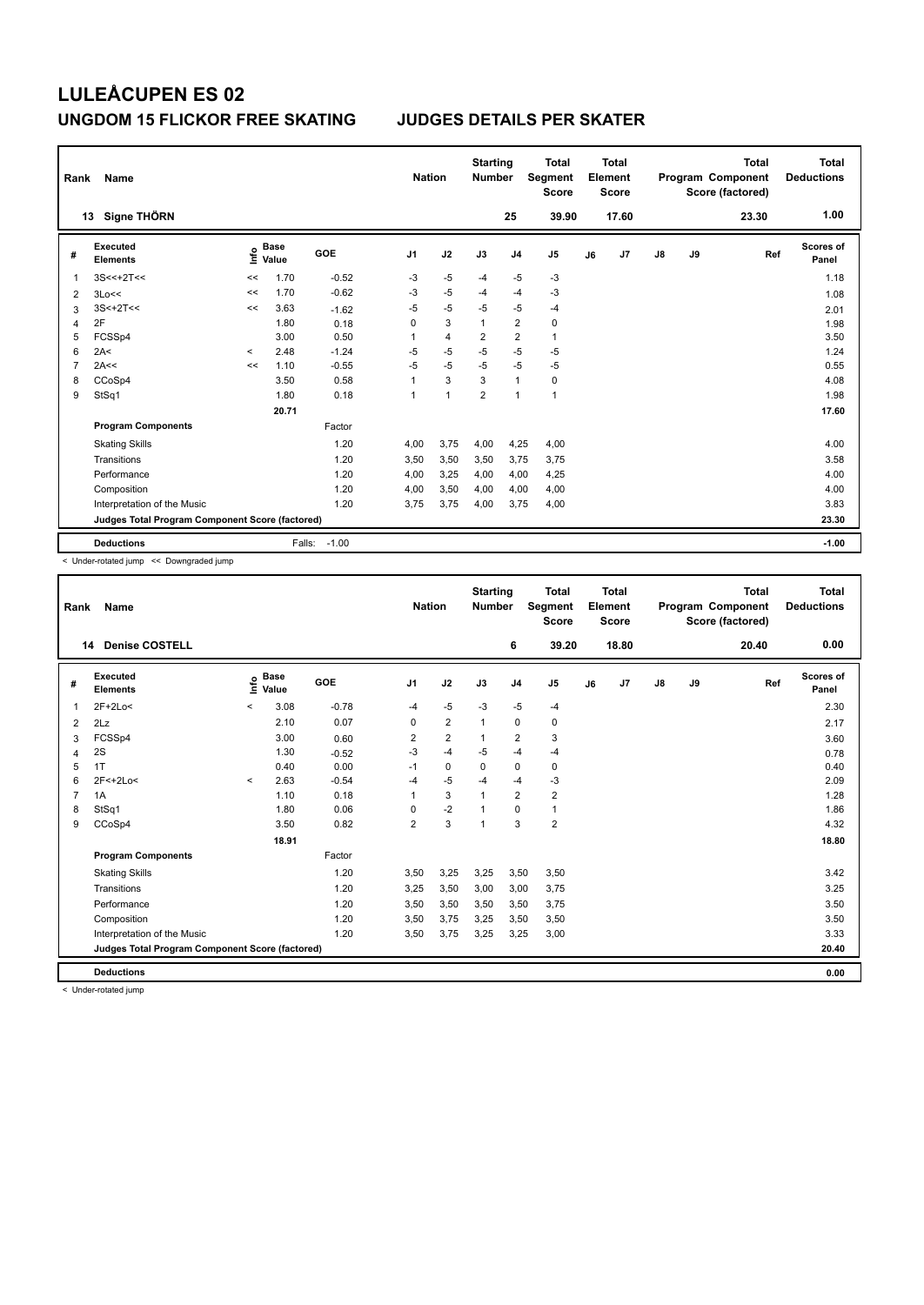# LULEÅCUPEN ES 02

## UNGDOM 15 FLICKOR FREE SKATING JUDGES DETAILS PER SKATER

| Rank | Name | Nation | Starting Number | Total Segment Score | Total Element Score | Total Program Component Score (factored) | Total Deductions |
|---|---|---|---|---|---|---|---|
| 13 | Signe THÖRN | | 25 | 39.90 | 17.60 | 23.30 | 1.00 |

| # | Executed Elements | Info | Base Value | GOE | J1 | J2 | J3 | J4 | J5 | J6 | J7 | J8 | J9 | Ref | Scores of Panel |
|---|---|---|---|---|---|---|---|---|---|---|---|---|---|---|---|
| 1 | 3S<<+2T<< | << | 1.70 | -0.52 | -3 | -5 | -4 | -5 | -3 | | | | | | 1.18 |
| 2 | 3Lo<< | << | 1.70 | -0.62 | -3 | -5 | -4 | -4 | -3 | | | | | | 1.08 |
| 3 | 3S<+2T<< | << | 3.63 | -1.62 | -5 | -5 | -5 | -5 | -4 | | | | | | 2.01 |
| 4 | 2F | | 1.80 | 0.18 | 0 | 3 | 1 | 2 | 0 | | | | | | 1.98 |
| 5 | FCSSp4 | | 3.00 | 0.50 | 1 | 4 | 2 | 2 | 1 | | | | | | 3.50 |
| 6 | 2A< | < | 2.48 | -1.24 | -5 | -5 | -5 | -5 | -5 | | | | | | 1.24 |
| 7 | 2A<< | << | 1.10 | -0.55 | -5 | -5 | -5 | -5 | -5 | | | | | | 0.55 |
| 8 | CCoSp4 | | 3.50 | 0.58 | 1 | 3 | 3 | 1 | 0 | | | | | | 4.08 |
| 9 | StSq1 | | 1.80 | 0.18 | 1 | 1 | 2 | 1 | 1 | | | | | | 1.98 |
| | | | 20.71 | | | | | | | | | | | | 17.60 |
| | **Program Components** | | | Factor | | | | | | | | | | | |
| | Skating Skills | | | 1.20 | 4,00 | 3,75 | 4,00 | 4,25 | 4,00 | | | | | | 4.00 |
| | Transitions | | | 1.20 | 3,50 | 3,50 | 3,50 | 3,75 | 3,75 | | | | | | 3.58 |
| | Performance | | | 1.20 | 4,00 | 3,25 | 4,00 | 4,00 | 4,25 | | | | | | 4.00 |
| | Composition | | | 1.20 | 4,00 | 3,50 | 4,00 | 4,00 | 4,00 | | | | | | 4.00 |
| | Interpretation of the Music | | | 1.20 | 3,75 | 3,75 | 4,00 | 3,75 | 4,00 | | | | | | 3.83 |
| | **Judges Total Program Component Score (factored)** | | | | | | | | | | | | | | 23.30 |
| | **Deductions** | | Falls: | -1.00 | | | | | | | | | | | -1.00 |

< Under-rotated jump << Downgraded jump

| Rank | Name | Nation | Starting Number | Total Segment Score | Total Element Score | Total Program Component Score (factored) | Total Deductions |
|---|---|---|---|---|---|---|---|
| 14 | Denise COSTELL | | 6 | 39.20 | 18.80 | 20.40 | 0.00 |

| # | Executed Elements | Info | Base Value | GOE | J1 | J2 | J3 | J4 | J5 | J6 | J7 | J8 | J9 | Ref | Scores of Panel |
|---|---|---|---|---|---|---|---|---|---|---|---|---|---|---|---|
| 1 | 2F+2Lo< | < | 3.08 | -0.78 | -4 | -5 | -3 | -5 | -4 | | | | | | 2.30 |
| 2 | 2Lz | | 2.10 | 0.07 | 0 | 2 | 1 | 0 | 0 | | | | | | 2.17 |
| 3 | FCSSp4 | | 3.00 | 0.60 | 2 | 2 | 1 | 2 | 3 | | | | | | 3.60 |
| 4 | 2S | | 1.30 | -0.52 | -3 | -4 | -5 | -4 | -4 | | | | | | 0.78 |
| 5 | 1T | | 0.40 | 0.00 | -1 | 0 | 0 | 0 | 0 | | | | | | 0.40 |
| 6 | 2F<+2Lo< | < | 2.63 | -0.54 | -4 | -5 | -4 | -4 | -3 | | | | | | 2.09 |
| 7 | 1A | | 1.10 | 0.18 | 1 | 3 | 1 | 2 | 2 | | | | | | 1.28 |
| 8 | StSq1 | | 1.80 | 0.06 | 0 | -2 | 1 | 0 | 1 | | | | | | 1.86 |
| 9 | CCoSp4 | | 3.50 | 0.82 | 2 | 3 | 1 | 3 | 2 | | | | | | 4.32 |
| | | | 18.91 | | | | | | | | | | | | 18.80 |
| | **Program Components** | | | Factor | | | | | | | | | | | |
| | Skating Skills | | | 1.20 | 3,50 | 3,25 | 3,25 | 3,50 | 3,50 | | | | | | 3.42 |
| | Transitions | | | 1.20 | 3,25 | 3,50 | 3,00 | 3,00 | 3,75 | | | | | | 3.25 |
| | Performance | | | 1.20 | 3,50 | 3,50 | 3,50 | 3,50 | 3,75 | | | | | | 3.50 |
| | Composition | | | 1.20 | 3,50 | 3,75 | 3,25 | 3,50 | 3,50 | | | | | | 3.50 |
| | Interpretation of the Music | | | 1.20 | 3,50 | 3,75 | 3,25 | 3,25 | 3,00 | | | | | | 3.33 |
| | **Judges Total Program Component Score (factored)** | | | | | | | | | | | | | | 20.40 |
| | **Deductions** | | | | | | | | | | | | | | 0.00 |

< Under-rotated jump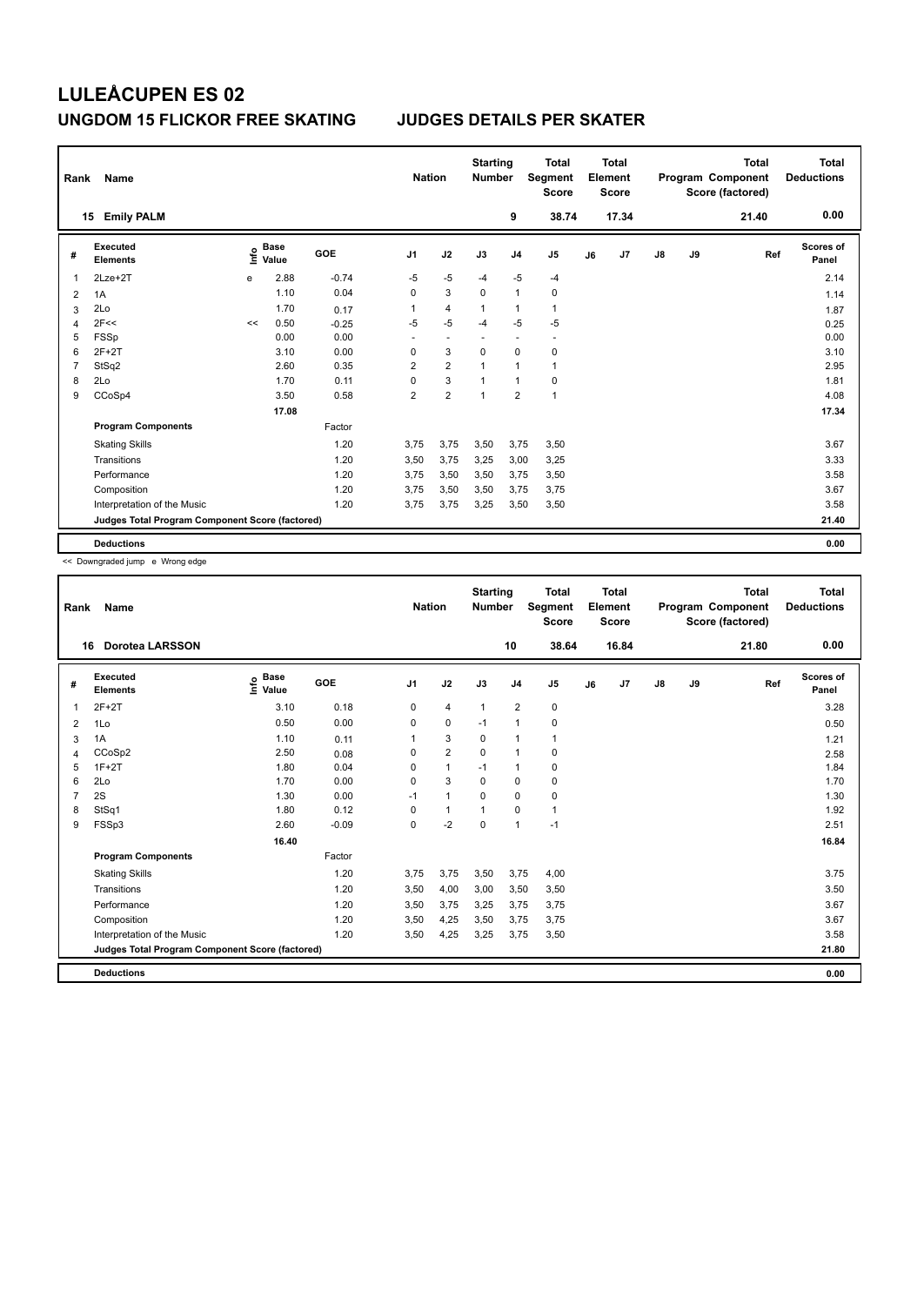# LULEÅCUPEN ES 02

## UNGDOM 15 FLICKOR FREE SKATING — JUDGES DETAILS PER SKATER

| Rank | Name | Nation | Starting Number | Total Segment Score | Total Element Score | Total Program Component Score (factored) | Total Deductions |
|---|---|---|---|---|---|---|---|
| 15 | Emily PALM | | 9 | 38.74 | 17.34 | 21.40 | 0.00 |

| # | Executed Elements | Info | Base Value | GOE | J1 | J2 | J3 | J4 | J5 | J6 | J7 | J8 | J9 | Ref | Scores of Panel |
|---|---|---|---|---|---|---|---|---|---|---|---|---|---|---|---|
| 1 | 2Lze+2T | e | 2.88 | -0.74 | -5 | -5 | -4 | -5 | -4 | | | | | | 2.14 |
| 2 | 1A | | 1.10 | 0.04 | 0 | 3 | 0 | 1 | 0 | | | | | | 1.14 |
| 3 | 2Lo | | 1.70 | 0.17 | 1 | 4 | 1 | 1 | 1 | | | | | | 1.87 |
| 4 | 2F<< | << | 0.50 | -0.25 | -5 | -5 | -4 | -5 | -5 | | | | | | 0.25 |
| 5 | FSSp | | 0.00 | 0.00 | - | - | - | - | - | | | | | | 0.00 |
| 6 | 2F+2T | | 3.10 | 0.00 | 0 | 3 | 0 | 0 | 0 | | | | | | 3.10 |
| 7 | StSq2 | | 2.60 | 0.35 | 2 | 2 | 1 | 1 | 1 | | | | | | 2.95 |
| 8 | 2Lo | | 1.70 | 0.11 | 0 | 3 | 1 | 1 | 0 | | | | | | 1.81 |
| 9 | CCoSp4 | | 3.50 | 0.58 | 2 | 2 | 1 | 2 | 1 | | | | | | 4.08 |
| | | | 17.08 | | | | | | | | | | | | 17.34 |
| | **Program Components** | | | Factor | | | | | | | | | | | |
| | Skating Skills | | | 1.20 | 3,75 | 3,75 | 3,50 | 3,75 | 3,50 | | | | | | 3.67 |
| | Transitions | | | 1.20 | 3,50 | 3,75 | 3,25 | 3,00 | 3,25 | | | | | | 3.33 |
| | Performance | | | 1.20 | 3,75 | 3,50 | 3,50 | 3,75 | 3,50 | | | | | | 3.58 |
| | Composition | | | 1.20 | 3,75 | 3,50 | 3,50 | 3,75 | 3,75 | | | | | | 3.67 |
| | Interpretation of the Music | | | 1.20 | 3,75 | 3,75 | 3,25 | 3,50 | 3,50 | | | | | | 3.58 |
| | **Judges Total Program Component Score (factored)** | | | | | | | | | | | | | | 21.40 |
| | **Deductions** | | | | | | | | | | | | | | 0.00 |

<< Downgraded jump e Wrong edge

| Rank | Name | Nation | Starting Number | Total Segment Score | Total Element Score | Total Program Component Score (factored) | Total Deductions |
|---|---|---|---|---|---|---|---|
| 16 | Dorotea LARSSON | | 10 | 38.64 | 16.84 | 21.80 | 0.00 |

| # | Executed Elements | Info | Base Value | GOE | J1 | J2 | J3 | J4 | J5 | J6 | J7 | J8 | J9 | Ref | Scores of Panel |
|---|---|---|---|---|---|---|---|---|---|---|---|---|---|---|---|
| 1 | 2F+2T | | 3.10 | 0.18 | 0 | 4 | 1 | 2 | 0 | | | | | | 3.28 |
| 2 | 1Lo | | 0.50 | 0.00 | 0 | 0 | -1 | 1 | 0 | | | | | | 0.50 |
| 3 | 1A | | 1.10 | 0.11 | 1 | 3 | 0 | 1 | 1 | | | | | | 1.21 |
| 4 | CCoSp2 | | 2.50 | 0.08 | 0 | 2 | 0 | 1 | 0 | | | | | | 2.58 |
| 5 | 1F+2T | | 1.80 | 0.04 | 0 | 1 | -1 | 1 | 0 | | | | | | 1.84 |
| 6 | 2Lo | | 1.70 | 0.00 | 0 | 3 | 0 | 0 | 0 | | | | | | 1.70 |
| 7 | 2S | | 1.30 | 0.00 | -1 | 1 | 0 | 0 | 0 | | | | | | 1.30 |
| 8 | StSq1 | | 1.80 | 0.12 | 0 | 1 | 1 | 0 | 1 | | | | | | 1.92 |
| 9 | FSSp3 | | 2.60 | -0.09 | 0 | -2 | 0 | 1 | -1 | | | | | | 2.51 |
| | | | 16.40 | | | | | | | | | | | | 16.84 |
| | **Program Components** | | | Factor | | | | | | | | | | | |
| | Skating Skills | | | 1.20 | 3,75 | 3,75 | 3,50 | 3,75 | 4,00 | | | | | | 3.75 |
| | Transitions | | | 1.20 | 3,50 | 4,00 | 3,00 | 3,50 | 3,50 | | | | | | 3.50 |
| | Performance | | | 1.20 | 3,50 | 3,75 | 3,25 | 3,75 | 3,75 | | | | | | 3.67 |
| | Composition | | | 1.20 | 3,50 | 4,25 | 3,50 | 3,75 | 3,75 | | | | | | 3.67 |
| | Interpretation of the Music | | | 1.20 | 3,50 | 4,25 | 3,25 | 3,75 | 3,50 | | | | | | 3.58 |
| | **Judges Total Program Component Score (factored)** | | | | | | | | | | | | | | 21.80 |
| | **Deductions** | | | | | | | | | | | | | | 0.00 |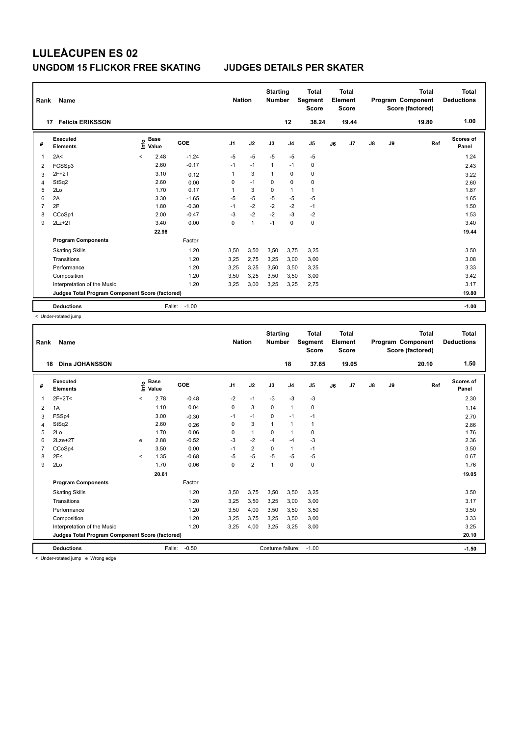# LULEÅCUPEN ES 02

## UNGDOM 15 FLICKOR FREE SKATING JUDGES DETAILS PER SKATER

| Rank | Name | Nation | Starting Number | Total Segment Score | Total Element Score | Total Program Component Score (factored) | Total Deductions |
|---|---|---|---|---|---|---|---|
| 17 | Felicia ERIKSSON | | 12 | 38.24 | 19.44 | 19.80 | 1.00 |

| # | Executed Elements | Info | Base Value | GOE | J1 | J2 | J3 | J4 | J5 | J6 | J7 | J8 | J9 | Ref | Scores of Panel |
|---|---|---|---|---|---|---|---|---|---|---|---|---|---|---|---|
| 1 | 2A< | < | 2.48 | -1.24 | -5 | -5 | -5 | -5 | -5 | | | | | | 1.24 |
| 2 | FCSSp3 | | 2.60 | -0.17 | -1 | -1 | 1 | -1 | 0 | | | | | | 2.43 |
| 3 | 2F+2T | | 3.10 | 0.12 | 1 | 3 | 1 | 0 | 0 | | | | | | 3.22 |
| 4 | StSq2 | | 2.60 | 0.00 | 0 | -1 | 0 | 0 | 0 | | | | | | 2.60 |
| 5 | 2Lo | | 1.70 | 0.17 | 1 | 3 | 0 | 1 | 1 | | | | | | 1.87 |
| 6 | 2A | | 3.30 | -1.65 | -5 | -5 | -5 | -5 | -5 | | | | | | 1.65 |
| 7 | 2F | | 1.80 | -0.30 | -1 | -2 | -2 | -2 | -1 | | | | | | 1.50 |
| 8 | CCoSp1 | | 2.00 | -0.47 | -3 | -2 | -2 | -3 | -2 | | | | | | 1.53 |
| 9 | 2Lz+2T | | 3.40 | 0.00 | 0 | 1 | -1 | 0 | 0 | | | | | | 3.40 |
| | | | 22.98 | | | | | | | | | | | | 19.44 |
| | **Program Components** | | | Factor | | | | | | | | | | | |
| | Skating Skills | | | 1.20 | 3,50 | 3,50 | 3,50 | 3,75 | 3,25 | | | | | | 3.50 |
| | Transitions | | | 1.20 | 3,25 | 2,75 | 3,25 | 3,00 | 3,00 | | | | | | 3.08 |
| | Performance | | | 1.20 | 3,25 | 3,25 | 3,50 | 3,50 | 3,25 | | | | | | 3.33 |
| | Composition | | | 1.20 | 3,50 | 3,25 | 3,50 | 3,50 | 3,00 | | | | | | 3.42 |
| | Interpretation of the Music | | | 1.20 | 3,25 | 3,00 | 3,25 | 3,25 | 2,75 | | | | | | 3.17 |
| | **Judges Total Program Component Score (factored)** | | | | | | | | | | | | | | 19.80 |
| | **Deductions** | | Falls: | -1.00 | | | | | | | | | | | -1.00 |

< Under-rotated jump

| Rank | Name | Nation | Starting Number | Total Segment Score | Total Element Score | Total Program Component Score (factored) | Total Deductions |
|---|---|---|---|---|---|---|---|
| 18 | Dina JOHANSSON | | 18 | 37.65 | 19.05 | 20.10 | 1.50 |

| # | Executed Elements | Info | Base Value | GOE | J1 | J2 | J3 | J4 | J5 | J6 | J7 | J8 | J9 | Ref | Scores of Panel |
|---|---|---|---|---|---|---|---|---|---|---|---|---|---|---|---|
| 1 | 2F+2T< | < | 2.78 | -0.48 | -2 | -1 | -3 | -3 | -3 | | | | | | 2.30 |
| 2 | 1A | | 1.10 | 0.04 | 0 | 3 | 0 | 1 | 0 | | | | | | 1.14 |
| 3 | FSSp4 | | 3.00 | -0.30 | -1 | -1 | 0 | -1 | -1 | | | | | | 2.70 |
| 4 | StSq2 | | 2.60 | 0.26 | 0 | 3 | 1 | 1 | 1 | | | | | | 2.86 |
| 5 | 2Lo | | 1.70 | 0.06 | 0 | 1 | 0 | 1 | 0 | | | | | | 1.76 |
| 6 | 2Lze+2T | e | 2.88 | -0.52 | -3 | -2 | -4 | -4 | -3 | | | | | | 2.36 |
| 7 | CCoSp4 | | 3.50 | 0.00 | -1 | 2 | 0 | 1 | -1 | | | | | | 3.50 |
| 8 | 2F< | < | 1.35 | -0.68 | -5 | -5 | -5 | -5 | -5 | | | | | | 0.67 |
| 9 | 2Lo | | 1.70 | 0.06 | 0 | 2 | 1 | 0 | 0 | | | | | | 1.76 |
| | | | 20.61 | | | | | | | | | | | | 19.05 |
| | **Program Components** | | | Factor | | | | | | | | | | | |
| | Skating Skills | | | 1.20 | 3,50 | 3,75 | 3,50 | 3,50 | 3,25 | | | | | | 3.50 |
| | Transitions | | | 1.20 | 3,25 | 3,50 | 3,25 | 3,00 | 3,00 | | | | | | 3.17 |
| | Performance | | | 1.20 | 3,50 | 4,00 | 3,50 | 3,50 | 3,50 | | | | | | 3.50 |
| | Composition | | | 1.20 | 3,25 | 3,75 | 3,25 | 3,50 | 3,00 | | | | | | 3.33 |
| | Interpretation of the Music | | | 1.20 | 3,25 | 4,00 | 3,25 | 3,25 | 3,00 | | | | | | 3.25 |
| | **Judges Total Program Component Score (factored)** | | | | | | | | | | | | | | 20.10 |
| | **Deductions** | | Falls: | -0.50 | | | Costume failure: | | -1.00 | | | | | | -1.50 |

< Under-rotated jump e Wrong edge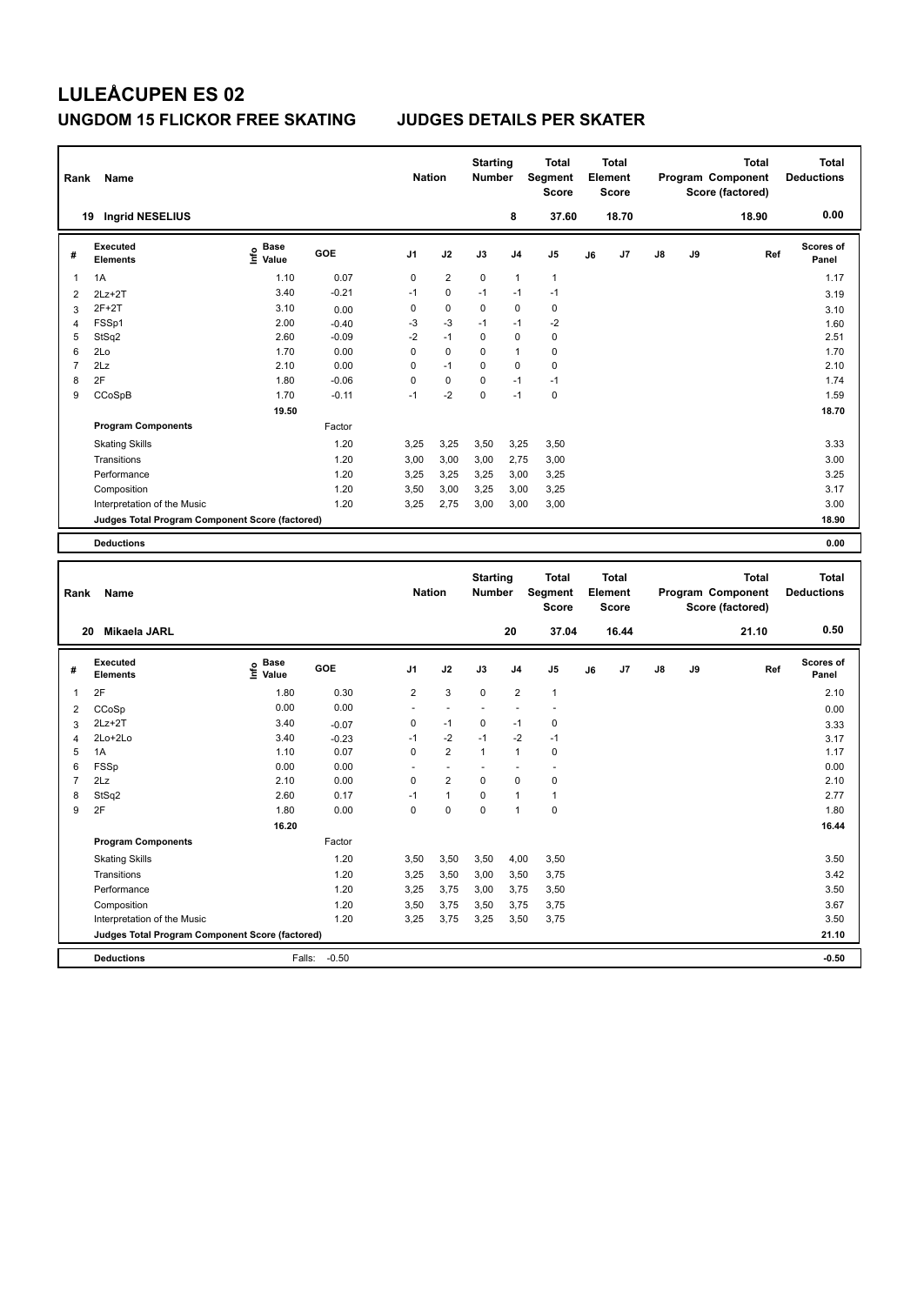# LULEÅCUPEN ES 02

## UNGDOM 15 FLICKOR FREE SKATING — JUDGES DETAILS PER SKATER

| Rank | Name | Nation | Starting Number | Total Segment Score | Total Element Score | Total Program Component Score (factored) | Total Deductions |
|---|---|---|---|---|---|---|---|
| 19 | Ingrid NESELIUS | | 8 | 37.60 | 18.70 | 18.90 | 0.00 |

| # | Executed Elements | Info | Base Value | GOE | J1 | J2 | J3 | J4 | J5 | J6 | J7 | J8 | J9 | Ref | Scores of Panel |
|---|---|---|---|---|---|---|---|---|---|---|---|---|---|---|---|
| 1 | 1A | | 1.10 | 0.07 | 0 | 2 | 0 | 1 | 1 | | | | | | 1.17 |
| 2 | 2Lz+2T | | 3.40 | -0.21 | -1 | 0 | -1 | -1 | -1 | | | | | | 3.19 |
| 3 | 2F+2T | | 3.10 | 0.00 | 0 | 0 | 0 | 0 | 0 | | | | | | 3.10 |
| 4 | FSSp1 | | 2.00 | -0.40 | -3 | -3 | -1 | -1 | -2 | | | | | | 1.60 |
| 5 | StSq2 | | 2.60 | -0.09 | -2 | -1 | 0 | 0 | 0 | | | | | | 2.51 |
| 6 | 2Lo | | 1.70 | 0.00 | 0 | 0 | 0 | 1 | 0 | | | | | | 1.70 |
| 7 | 2Lz | | 2.10 | 0.00 | 0 | -1 | 0 | 0 | 0 | | | | | | 2.10 |
| 8 | 2F | | 1.80 | -0.06 | 0 | 0 | 0 | -1 | -1 | | | | | | 1.74 |
| 9 | CCoSpB | | 1.70 | -0.11 | -1 | -2 | 0 | -1 | 0 | | | | | | 1.59 |
| | | | 19.50 | | | | | | | | | | | | 18.70 |
| | **Program Components** | | | Factor | | | | | | | | | | | |
| | Skating Skills | | | 1.20 | 3,25 | 3,25 | 3,50 | 3,25 | 3,50 | | | | | | 3.33 |
| | Transitions | | | 1.20 | 3,00 | 3,00 | 3,00 | 2,75 | 3,00 | | | | | | 3.00 |
| | Performance | | | 1.20 | 3,25 | 3,25 | 3,25 | 3,00 | 3,25 | | | | | | 3.25 |
| | Composition | | | 1.20 | 3,50 | 3,00 | 3,25 | 3,00 | 3,25 | | | | | | 3.17 |
| | Interpretation of the Music | | | 1.20 | 3,25 | 2,75 | 3,00 | 3,00 | 3,00 | | | | | | 3.00 |
| | **Judges Total Program Component Score (factored)** | | | | | | | | | | | | | | 18.90 |
| | **Deductions** | | | | | | | | | | | | | | 0.00 |

| Rank | Name | Nation | Starting Number | Total Segment Score | Total Element Score | Total Program Component Score (factored) | Total Deductions |
|---|---|---|---|---|---|---|---|
| 20 | Mikaela JARL | | 20 | 37.04 | 16.44 | 21.10 | 0.50 |

| # | Executed Elements | Info | Base Value | GOE | J1 | J2 | J3 | J4 | J5 | J6 | J7 | J8 | J9 | Ref | Scores of Panel |
|---|---|---|---|---|---|---|---|---|---|---|---|---|---|---|---|
| 1 | 2F | | 1.80 | 0.30 | 2 | 3 | 0 | 2 | 1 | | | | | | 2.10 |
| 2 | CCoSp | | 0.00 | 0.00 | - | - | - | - | - | | | | | | 0.00 |
| 3 | 2Lz+2T | | 3.40 | -0.07 | 0 | -1 | 0 | -1 | 0 | | | | | | 3.33 |
| 4 | 2Lo+2Lo | | 3.40 | -0.23 | -1 | -2 | -1 | -2 | -1 | | | | | | 3.17 |
| 5 | 1A | | 1.10 | 0.07 | 0 | 2 | 1 | 1 | 0 | | | | | | 1.17 |
| 6 | FSSp | | 0.00 | 0.00 | - | - | - | - | - | | | | | | 0.00 |
| 7 | 2Lz | | 2.10 | 0.00 | 0 | 2 | 0 | 0 | 0 | | | | | | 2.10 |
| 8 | StSq2 | | 2.60 | 0.17 | -1 | 1 | 0 | 1 | 1 | | | | | | 2.77 |
| 9 | 2F | | 1.80 | 0.00 | 0 | 0 | 0 | 1 | 0 | | | | | | 1.80 |
| | | | 16.20 | | | | | | | | | | | | 16.44 |
| | **Program Components** | | | Factor | | | | | | | | | | | |
| | Skating Skills | | | 1.20 | 3,50 | 3,50 | 3,50 | 4,00 | 3,50 | | | | | | 3.50 |
| | Transitions | | | 1.20 | 3,25 | 3,50 | 3,00 | 3,50 | 3,75 | | | | | | 3.42 |
| | Performance | | | 1.20 | 3,25 | 3,75 | 3,00 | 3,75 | 3,50 | | | | | | 3.50 |
| | Composition | | | 1.20 | 3,50 | 3,75 | 3,50 | 3,75 | 3,75 | | | | | | 3.67 |
| | Interpretation of the Music | | | 1.20 | 3,25 | 3,75 | 3,25 | 3,50 | 3,75 | | | | | | 3.50 |
| | **Judges Total Program Component Score (factored)** | | | | | | | | | | | | | | 21.10 |
| | **Deductions** | | Falls: | -0.50 | | | | | | | | | | | -0.50 |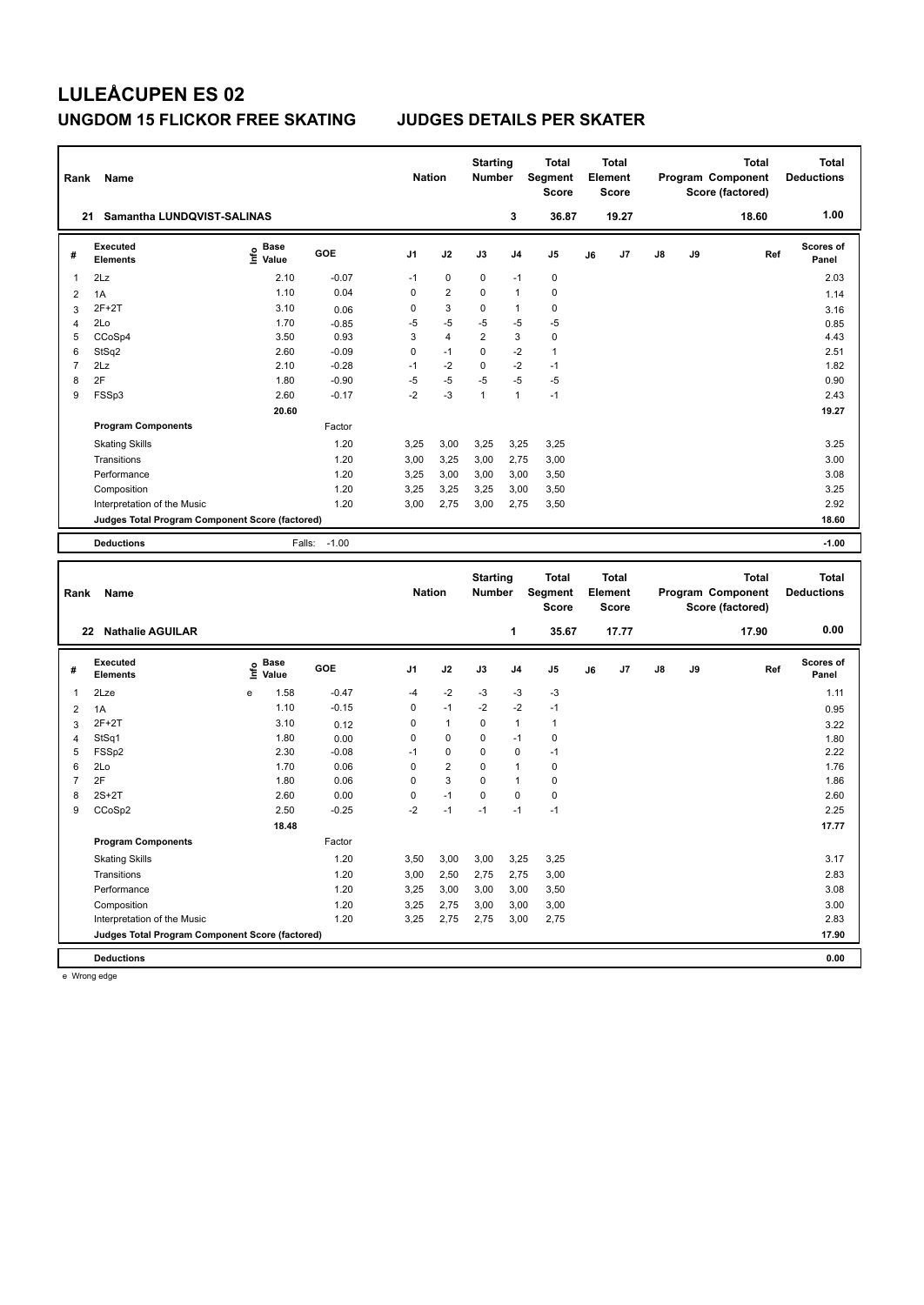# LULEÅCUPEN ES 02

## UNGDOM 15 FLICKOR FREE SKATING JUDGES DETAILS PER SKATER

| Rank | Name | Nation | Starting Number | Total Segment Score | Total Element Score | Total Program Component Score (factored) | Total Deductions |
|---|---|---|---|---|---|---|---|
| 21 | Samantha LUNDQVIST-SALINAS | | 3 | 36.87 | 19.27 | 18.60 | 1.00 |

| # | Executed Elements | Info | Base Value | GOE | J1 | J2 | J3 | J4 | J5 | J6 | J7 | J8 | J9 | Ref | Scores of Panel |
|---|---|---|---|---|---|---|---|---|---|---|---|---|---|---|---|
| 1 | 2Lz | | 2.10 | -0.07 | -1 | 0 | 0 | -1 | 0 | | | | | | 2.03 |
| 2 | 1A | | 1.10 | 0.04 | 0 | 2 | 0 | 1 | 0 | | | | | | 1.14 |
| 3 | 2F+2T | | 3.10 | 0.06 | 0 | 3 | 0 | 1 | 0 | | | | | | 3.16 |
| 4 | 2Lo | | 1.70 | -0.85 | -5 | -5 | -5 | -5 | -5 | | | | | | 0.85 |
| 5 | CCoSp4 | | 3.50 | 0.93 | 3 | 4 | 2 | 3 | 0 | | | | | | 4.43 |
| 6 | StSq2 | | 2.60 | -0.09 | 0 | -1 | 0 | -2 | 1 | | | | | | 2.51 |
| 7 | 2Lz | | 2.10 | -0.28 | -1 | -2 | 0 | -2 | -1 | | | | | | 1.82 |
| 8 | 2F | | 1.80 | -0.90 | -5 | -5 | -5 | -5 | -5 | | | | | | 0.90 |
| 9 | FSSp3 | | 2.60 | -0.17 | -2 | -3 | 1 | 1 | -1 | | | | | | 2.43 |
| | | | 20.60 | | | | | | | | | | | | 19.27 |
| | **Program Components** | | | Factor | | | | | | | | | | | |
| | Skating Skills | | | 1.20 | 3,25 | 3,00 | 3,25 | 3,25 | 3,25 | | | | | | 3.25 |
| | Transitions | | | 1.20 | 3,00 | 3,25 | 3,00 | 2,75 | 3,00 | | | | | | 3.00 |
| | Performance | | | 1.20 | 3,25 | 3,00 | 3,00 | 3,00 | 3,50 | | | | | | 3.08 |
| | Composition | | | 1.20 | 3,25 | 3,25 | 3,25 | 3,00 | 3,50 | | | | | | 3.25 |
| | Interpretation of the Music | | | 1.20 | 3,00 | 2,75 | 3,00 | 2,75 | 3,50 | | | | | | 2.92 |
| | Judges Total Program Component Score (factored) | | | | | | | | | | | | | | 18.60 |
| | **Deductions** | | Falls: | -1.00 | | | | | | | | | | | -1.00 |

| Rank | Name | Nation | Starting Number | Total Segment Score | Total Element Score | Total Program Component Score (factored) | Total Deductions |
|---|---|---|---|---|---|---|---|
| 22 | Nathalie AGUILAR | | 1 | 35.67 | 17.77 | 17.90 | 0.00 |

| # | Executed Elements | Info | Base Value | GOE | J1 | J2 | J3 | J4 | J5 | J6 | J7 | J8 | J9 | Ref | Scores of Panel |
|---|---|---|---|---|---|---|---|---|---|---|---|---|---|---|---|
| 1 | 2Lze | e | 1.58 | -0.47 | -4 | -2 | -3 | -3 | -3 | | | | | | 1.11 |
| 2 | 1A | | 1.10 | -0.15 | 0 | -1 | -2 | -2 | -1 | | | | | | 0.95 |
| 3 | 2F+2T | | 3.10 | 0.12 | 0 | 1 | 0 | 1 | 1 | | | | | | 3.22 |
| 4 | StSq1 | | 1.80 | 0.00 | 0 | 0 | 0 | -1 | 0 | | | | | | 1.80 |
| 5 | FSSp2 | | 2.30 | -0.08 | -1 | 0 | 0 | 0 | -1 | | | | | | 2.22 |
| 6 | 2Lo | | 1.70 | 0.06 | 0 | 2 | 0 | 1 | 0 | | | | | | 1.76 |
| 7 | 2F | | 1.80 | 0.06 | 0 | 3 | 0 | 1 | 0 | | | | | | 1.86 |
| 8 | 2S+2T | | 2.60 | 0.00 | 0 | -1 | 0 | 0 | 0 | | | | | | 2.60 |
| 9 | CCoSp2 | | 2.50 | -0.25 | -2 | -1 | -1 | -1 | -1 | | | | | | 2.25 |
| | | | 18.48 | | | | | | | | | | | | 17.77 |
| | **Program Components** | | | Factor | | | | | | | | | | | |
| | Skating Skills | | | 1.20 | 3,50 | 3,00 | 3,00 | 3,25 | 3,25 | | | | | | 3.17 |
| | Transitions | | | 1.20 | 3,00 | 2,50 | 2,75 | 2,75 | 3,00 | | | | | | 2.83 |
| | Performance | | | 1.20 | 3,25 | 3,00 | 3,00 | 3,00 | 3,50 | | | | | | 3.08 |
| | Composition | | | 1.20 | 3,25 | 2,75 | 3,00 | 3,00 | 3,00 | | | | | | 3.00 |
| | Interpretation of the Music | | | 1.20 | 3,25 | 2,75 | 2,75 | 3,00 | 2,75 | | | | | | 2.83 |
| | Judges Total Program Component Score (factored) | | | | | | | | | | | | | | 17.90 |
| | **Deductions** | | | | | | | | | | | | | | 0.00 |

e Wrong edge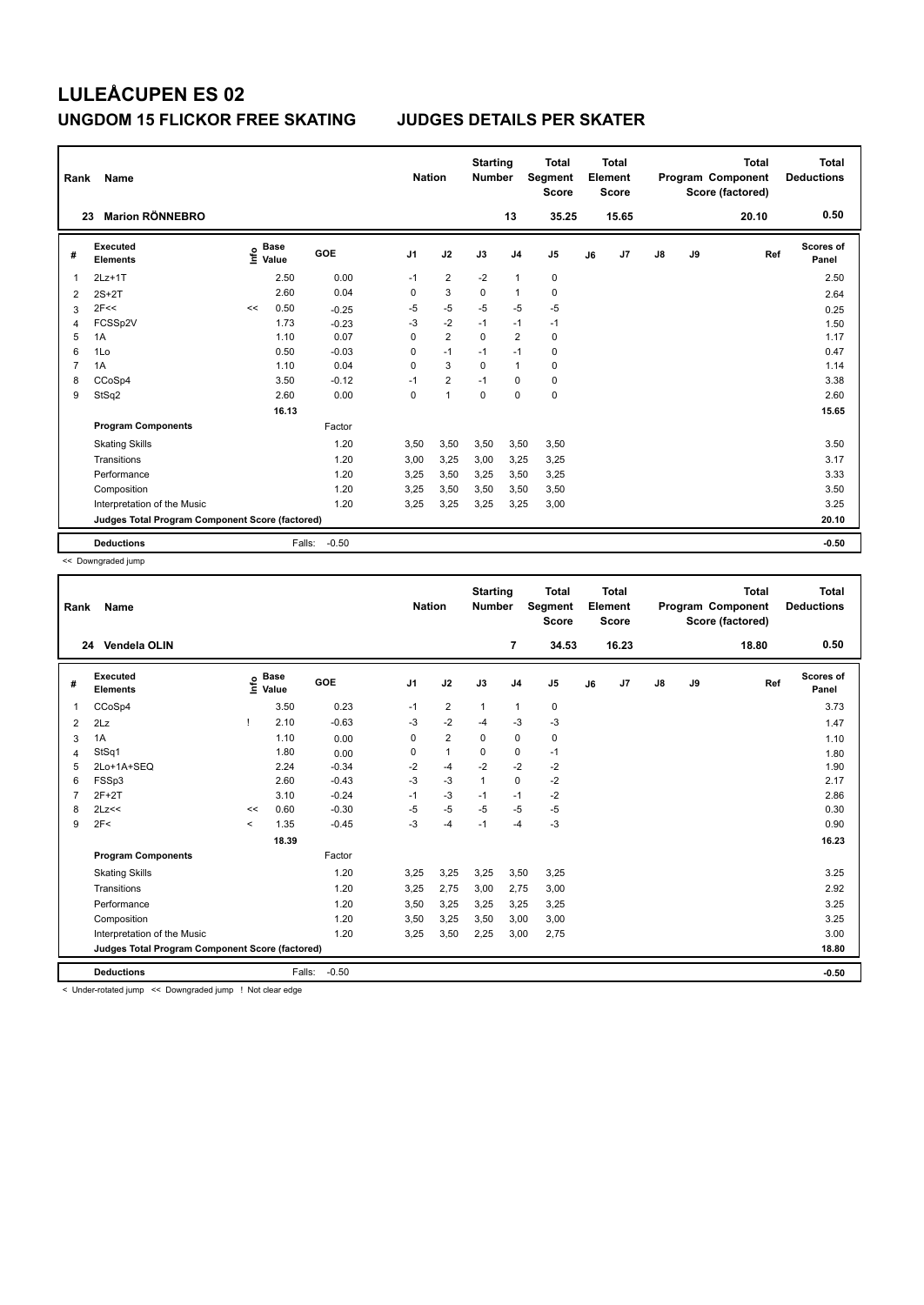# LULEÅCUPEN ES 02

## UNGDOM 15 FLICKOR FREE SKATING JUDGES DETAILS PER SKATER

| Rank | Name | Nation | Starting Number | Total Segment Score | Total Element Score | Total Program Component Score (factored) | Total Deductions |
|---|---|---|---|---|---|---|---|
| 23 | Marion RÖNNEBRO | | 13 | 35.25 | 15.65 | 20.10 | 0.50 |

| # | Executed Elements | Info | Base Value | GOE | J1 | J2 | J3 | J4 | J5 | J6 | J7 | J8 | J9 | Ref | Scores of Panel |
|---|---|---|---|---|---|---|---|---|---|---|---|---|---|---|---|
| 1 | 2Lz+1T | | 2.50 | 0.00 | -1 | 2 | -2 | 1 | 0 | | | | | | 2.50 |
| 2 | 2S+2T | | 2.60 | 0.04 | 0 | 3 | 0 | 1 | 0 | | | | | | 2.64 |
| 3 | 2F<< | << | 0.50 | -0.25 | -5 | -5 | -5 | -5 | -5 | | | | | | 0.25 |
| 4 | FCSSp2V | | 1.73 | -0.23 | -3 | -2 | -1 | -1 | -1 | | | | | | 1.50 |
| 5 | 1A | | 1.10 | 0.07 | 0 | 2 | 0 | 2 | 0 | | | | | | 1.17 |
| 6 | 1Lo | | 0.50 | -0.03 | 0 | -1 | -1 | -1 | 0 | | | | | | 0.47 |
| 7 | 1A | | 1.10 | 0.04 | 0 | 3 | 0 | 1 | 0 | | | | | | 1.14 |
| 8 | CCoSp4 | | 3.50 | -0.12 | -1 | 2 | -1 | 0 | 0 | | | | | | 3.38 |
| 9 | StSq2 | | 2.60 | 0.00 | 0 | 1 | 0 | 0 | 0 | | | | | | 2.60 |
| | | | 16.13 | | | | | | | | | | | | 15.65 |
| | **Program Components** | | | Factor | | | | | | | | | | | |
| | Skating Skills | | | 1.20 | 3,50 | 3,50 | 3,50 | 3,50 | 3,50 | | | | | | 3.50 |
| | Transitions | | | 1.20 | 3,00 | 3,25 | 3,00 | 3,25 | 3,25 | | | | | | 3.17 |
| | Performance | | | 1.20 | 3,25 | 3,50 | 3,25 | 3,50 | 3,25 | | | | | | 3.33 |
| | Composition | | | 1.20 | 3,25 | 3,50 | 3,50 | 3,50 | 3,50 | | | | | | 3.50 |
| | Interpretation of the Music | | | 1.20 | 3,25 | 3,25 | 3,25 | 3,25 | 3,00 | | | | | | 3.25 |
| | **Judges Total Program Component Score (factored)** | | | | | | | | | | | | | | 20.10 |
| | **Deductions** | | Falls: | -0.50 | | | | | | | | | | | -0.50 |

<< Downgraded jump

| Rank | Name | Nation | Starting Number | Total Segment Score | Total Element Score | Total Program Component Score (factored) | Total Deductions |
|---|---|---|---|---|---|---|---|
| 24 | Vendela OLIN | | 7 | 34.53 | 16.23 | 18.80 | 0.50 |

| # | Executed Elements | Info | Base Value | GOE | J1 | J2 | J3 | J4 | J5 | J6 | J7 | J8 | J9 | Ref | Scores of Panel |
|---|---|---|---|---|---|---|---|---|---|---|---|---|---|---|---|
| 1 | CCoSp4 | | 3.50 | 0.23 | -1 | 2 | 1 | 1 | 0 | | | | | | 3.73 |
| 2 | 2Lz | ! | 2.10 | -0.63 | -3 | -2 | -4 | -3 | -3 | | | | | | 1.47 |
| 3 | 1A | | 1.10 | 0.00 | 0 | 2 | 0 | 0 | 0 | | | | | | 1.10 |
| 4 | StSq1 | | 1.80 | 0.00 | 0 | 1 | 0 | 0 | -1 | | | | | | 1.80 |
| 5 | 2Lo+1A+SEQ | | 2.24 | -0.34 | -2 | -4 | -2 | -2 | -2 | | | | | | 1.90 |
| 6 | FSSp3 | | 2.60 | -0.43 | -3 | -3 | 1 | 0 | -2 | | | | | | 2.17 |
| 7 | 2F+2T | | 3.10 | -0.24 | -1 | -3 | -1 | -1 | -2 | | | | | | 2.86 |
| 8 | 2Lz<< | << | 0.60 | -0.30 | -5 | -5 | -5 | -5 | -5 | | | | | | 0.30 |
| 9 | 2F< | < | 1.35 | -0.45 | -3 | -4 | -1 | -4 | -3 | | | | | | 0.90 |
| | | | 18.39 | | | | | | | | | | | | 16.23 |
| | **Program Components** | | | Factor | | | | | | | | | | | |
| | Skating Skills | | | 1.20 | 3,25 | 3,25 | 3,25 | 3,50 | 3,25 | | | | | | 3.25 |
| | Transitions | | | 1.20 | 3,25 | 2,75 | 3,00 | 2,75 | 3,00 | | | | | | 2.92 |
| | Performance | | | 1.20 | 3,50 | 3,25 | 3,25 | 3,25 | 3,25 | | | | | | 3.25 |
| | Composition | | | 1.20 | 3,50 | 3,25 | 3,50 | 3,00 | 3,00 | | | | | | 3.25 |
| | Interpretation of the Music | | | 1.20 | 3,25 | 3,50 | 2,25 | 3,00 | 2,75 | | | | | | 3.00 |
| | **Judges Total Program Component Score (factored)** | | | | | | | | | | | | | | 18.80 |
| | **Deductions** | | Falls: | -0.50 | | | | | | | | | | | -0.50 |

< Under-rotated jump << Downgraded jump ! Not clear edge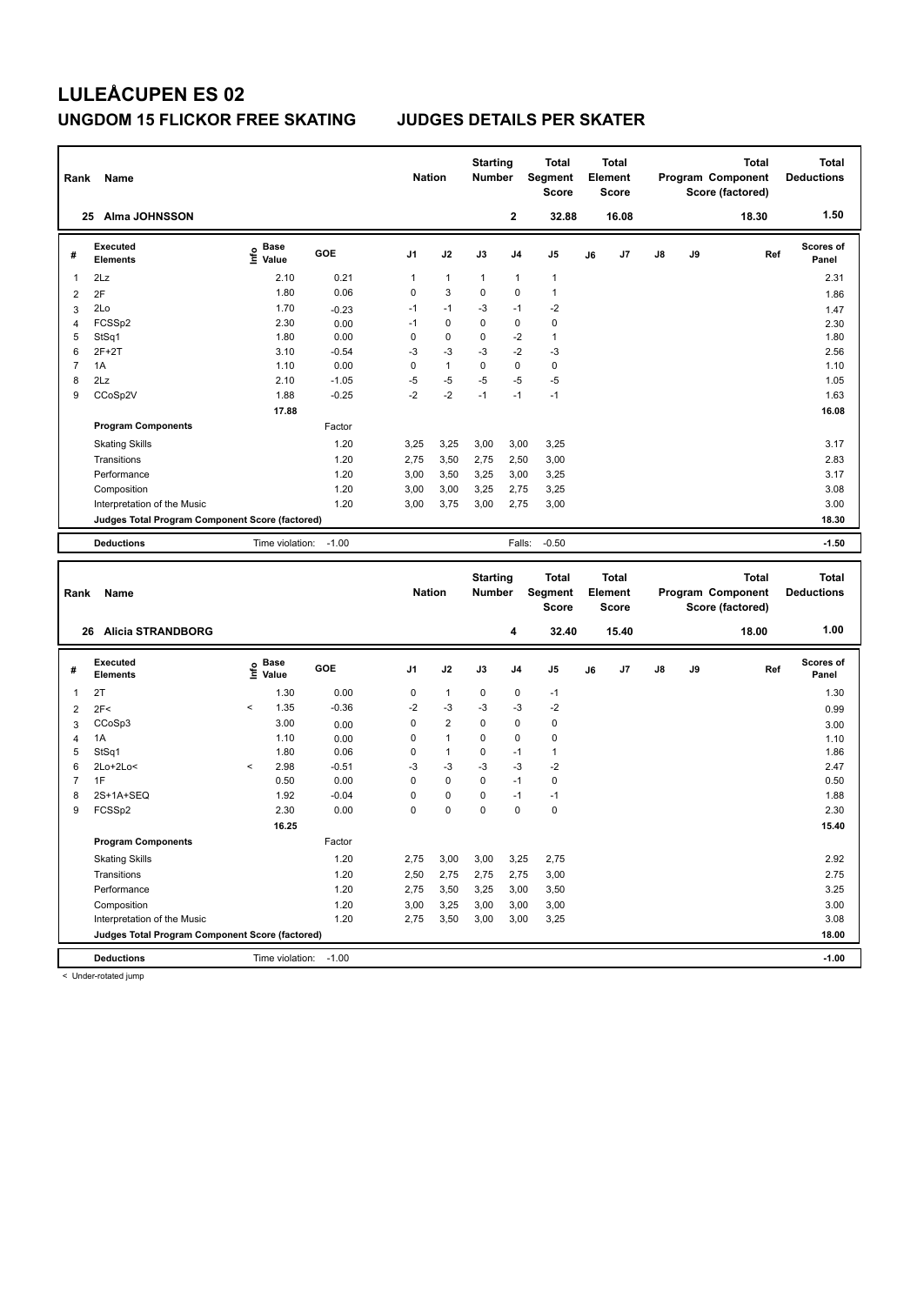# LULEÅCUPEN ES 02

## UNGDOM 15 FLICKOR FREE SKATING JUDGES DETAILS PER SKATER

| Rank | Name | Nation | Starting Number | Total Segment Score | Total Element Score | Total Program Component Score (factored) | Total Deductions |
|---|---|---|---|---|---|---|---|
| 25 | Alma JOHNSSON | | 2 | 32.88 | 16.08 | 18.30 | 1.50 |

| # | Executed Elements | Info | Base Value | GOE | J1 | J2 | J3 | J4 | J5 | J6 | J7 | J8 | J9 | Ref | Scores of Panel |
|---|---|---|---|---|---|---|---|---|---|---|---|---|---|---|---|
| 1 | 2Lz | | 2.10 | 0.21 | 1 | 1 | 1 | 1 | 1 | | | | | | 2.31 |
| 2 | 2F | | 1.80 | 0.06 | 0 | 3 | 0 | 0 | 1 | | | | | | 1.86 |
| 3 | 2Lo | | 1.70 | -0.23 | -1 | -1 | -3 | -1 | -2 | | | | | | 1.47 |
| 4 | FCSSp2 | | 2.30 | 0.00 | -1 | 0 | 0 | 0 | 0 | | | | | | 2.30 |
| 5 | StSq1 | | 1.80 | 0.00 | 0 | 0 | 0 | -2 | 1 | | | | | | 1.80 |
| 6 | 2F+2T | | 3.10 | -0.54 | -3 | -3 | -3 | -2 | -3 | | | | | | 2.56 |
| 7 | 1A | | 1.10 | 0.00 | 0 | 1 | 0 | 0 | 0 | | | | | | 1.10 |
| 8 | 2Lz | | 2.10 | -1.05 | -5 | -5 | -5 | -5 | -5 | | | | | | 1.05 |
| 9 | CCoSp2V | | 1.88 | -0.25 | -2 | -2 | -1 | -1 | -1 | | | | | | 1.63 |
| | | | 17.88 | | | | | | | | | | | | 16.08 |
| | **Program Components** | | | Factor | | | | | | | | | | | |
| | Skating Skills | | | 1.20 | 3,25 | 3,25 | 3,00 | 3,00 | 3,25 | | | | | | 3.17 |
| | Transitions | | | 1.20 | 2,75 | 3,50 | 2,75 | 2,50 | 3,00 | | | | | | 2.83 |
| | Performance | | | 1.20 | 3,00 | 3,50 | 3,25 | 3,00 | 3,25 | | | | | | 3.17 |
| | Composition | | | 1.20 | 3,00 | 3,00 | 3,25 | 2,75 | 3,25 | | | | | | 3.08 |
| | Interpretation of the Music | | | 1.20 | 3,00 | 3,75 | 3,00 | 2,75 | 3,00 | | | | | | 3.00 |
| | **Judges Total Program Component Score (factored)** | | | | | | | | | | | | | | 18.30 |
| | **Deductions** | | Time violation: | -1.00 | | | | Falls: | -0.50 | | | | | | -1.50 |

| Rank | Name | Nation | Starting Number | Total Segment Score | Total Element Score | Total Program Component Score (factored) | Total Deductions |
|---|---|---|---|---|---|---|---|
| 26 | Alicia STRANDBORG | | 4 | 32.40 | 15.40 | 18.00 | 1.00 |

| # | Executed Elements | Info | Base Value | GOE | J1 | J2 | J3 | J4 | J5 | J6 | J7 | J8 | J9 | Ref | Scores of Panel |
|---|---|---|---|---|---|---|---|---|---|---|---|---|---|---|---|
| 1 | 2T | | 1.30 | 0.00 | 0 | 1 | 0 | 0 | -1 | | | | | | 1.30 |
| 2 | 2F< | < | 1.35 | -0.36 | -2 | -3 | -3 | -3 | -2 | | | | | | 0.99 |
| 3 | CCoSp3 | | 3.00 | 0.00 | 0 | 2 | 0 | 0 | 0 | | | | | | 3.00 |
| 4 | 1A | | 1.10 | 0.00 | 0 | 1 | 0 | 0 | 0 | | | | | | 1.10 |
| 5 | StSq1 | | 1.80 | 0.06 | 0 | 1 | 0 | -1 | 1 | | | | | | 1.86 |
| 6 | 2Lo+2Lo< | < | 2.98 | -0.51 | -3 | -3 | -3 | -3 | -2 | | | | | | 2.47 |
| 7 | 1F | | 0.50 | 0.00 | 0 | 0 | 0 | -1 | 0 | | | | | | 0.50 |
| 8 | 2S+1A+SEQ | | 1.92 | -0.04 | 0 | 0 | 0 | -1 | -1 | | | | | | 1.88 |
| 9 | FCSSp2 | | 2.30 | 0.00 | 0 | 0 | 0 | 0 | 0 | | | | | | 2.30 |
| | | | 16.25 | | | | | | | | | | | | 15.40 |
| | **Program Components** | | | Factor | | | | | | | | | | | |
| | Skating Skills | | | 1.20 | 2,75 | 3,00 | 3,00 | 3,25 | 2,75 | | | | | | 2.92 |
| | Transitions | | | 1.20 | 2,50 | 2,75 | 2,75 | 2,75 | 3,00 | | | | | | 2.75 |
| | Performance | | | 1.20 | 2,75 | 3,50 | 3,25 | 3,00 | 3,50 | | | | | | 3.25 |
| | Composition | | | 1.20 | 3,00 | 3,25 | 3,00 | 3,00 | 3,00 | | | | | | 3.00 |
| | Interpretation of the Music | | | 1.20 | 2,75 | 3,50 | 3,00 | 3,00 | 3,25 | | | | | | 3.08 |
| | **Judges Total Program Component Score (factored)** | | | | | | | | | | | | | | 18.00 |
| | **Deductions** | | Time violation: | -1.00 | | | | | | | | | | | -1.00 |

< Under-rotated jump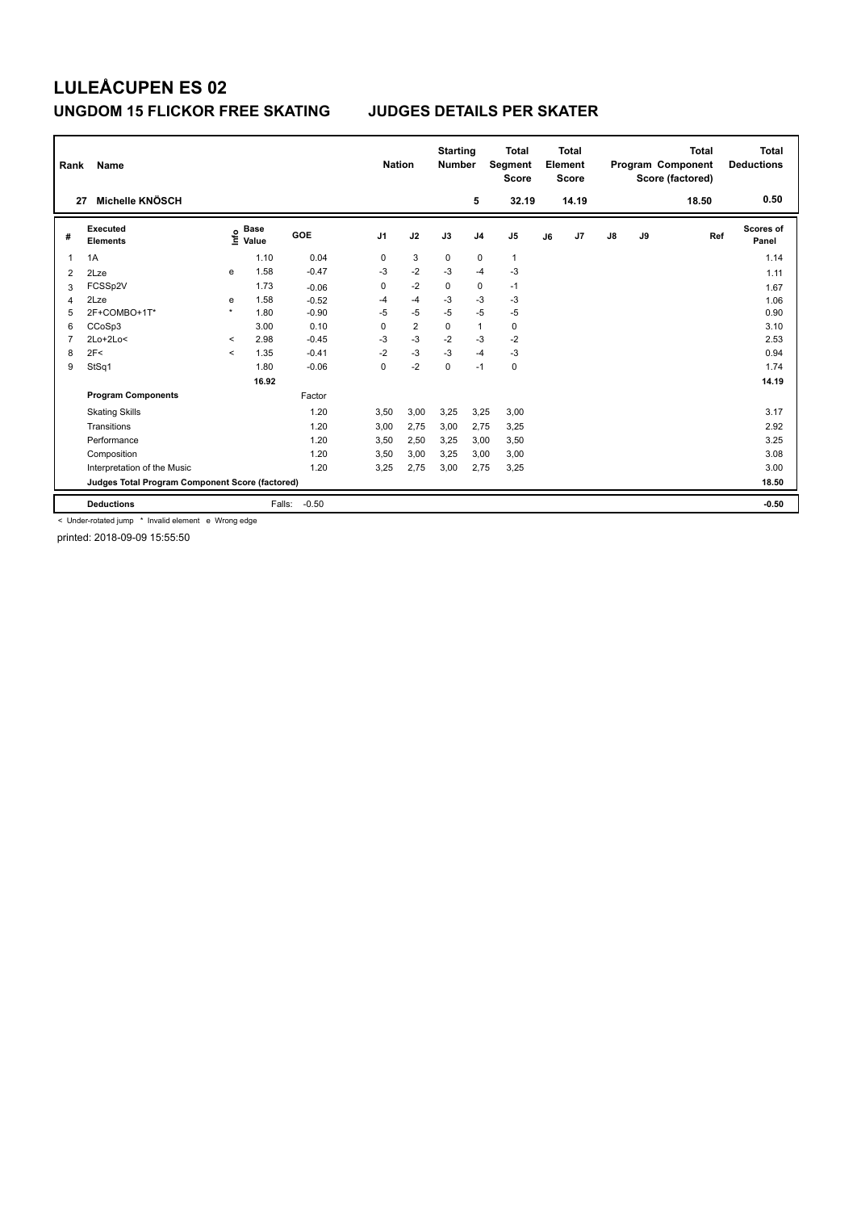# LULEÅCUPEN ES 02

## UNGDOM 15 FLICKOR FREE SKATING JUDGES DETAILS PER SKATER

| Rank | Name | Nation | Starting Number | Total Segment Score | Total Element Score | Total Program Component Score (factored) | Total Deductions |
|---|---|---|---|---|---|---|---|
| 27 | Michelle KNÖSCH | | 5 | 32.19 | 14.19 | 18.50 | 0.50 |

| # | Executed Elements | Info | Base Value | GOE | J1 | J2 | J3 | J4 | J5 | J6 | J7 | J8 | J9 | Ref | Scores of Panel |
|---|---|---|---|---|---|---|---|---|---|---|---|---|---|---|---|
| 1 | 1A | | 1.10 | 0.04 | 0 | 3 | 0 | 0 | 1 | | | | | | 1.14 |
| 2 | 2Lze | e | 1.58 | -0.47 | -3 | -2 | -3 | -4 | -3 | | | | | | 1.11 |
| 3 | FCSSp2V | | 1.73 | -0.06 | 0 | -2 | 0 | 0 | -1 | | | | | | 1.67 |
| 4 | 2Lze | e | 1.58 | -0.52 | -4 | -4 | -3 | -3 | -3 | | | | | | 1.06 |
| 5 | 2F+COMBO+1T* | * | 1.80 | -0.90 | -5 | -5 | -5 | -5 | -5 | | | | | | 0.90 |
| 6 | CCoSp3 | | 3.00 | 0.10 | 0 | 2 | 0 | 1 | 0 | | | | | | 3.10 |
| 7 | 2Lo+2Lo< | < | 2.98 | -0.45 | -3 | -3 | -2 | -3 | -2 | | | | | | 2.53 |
| 8 | 2F< | < | 1.35 | -0.41 | -2 | -3 | -3 | -4 | -3 | | | | | | 0.94 |
| 9 | StSq1 | | 1.80 | -0.06 | 0 | -2 | 0 | -1 | 0 | | | | | | 1.74 |
| | | | 16.92 | | | | | | | | | | | | 14.19 |
| | **Program Components** | | | Factor | | | | | | | | | | | |
| | Skating Skills | | | 1.20 | 3,50 | 3,00 | 3,25 | 3,25 | 3,00 | | | | | | 3.17 |
| | Transitions | | | 1.20 | 3,00 | 2,75 | 3,00 | 2,75 | 3,25 | | | | | | 2.92 |
| | Performance | | | 1.20 | 3,50 | 2,50 | 3,25 | 3,00 | 3,50 | | | | | | 3.25 |
| | Composition | | | 1.20 | 3,50 | 3,00 | 3,25 | 3,00 | 3,00 | | | | | | 3.08 |
| | Interpretation of the Music | | | 1.20 | 3,25 | 2,75 | 3,00 | 2,75 | 3,25 | | | | | | 3.00 |
| | **Judges Total Program Component Score (factored)** | | | | | | | | | | | | | | 18.50 |
| | **Deductions** | | Falls: | -0.50 | | | | | | | | | | | -0.50 |

< Under-rotated jump * Invalid element e Wrong edge

printed: 2018-09-09 15:55:50